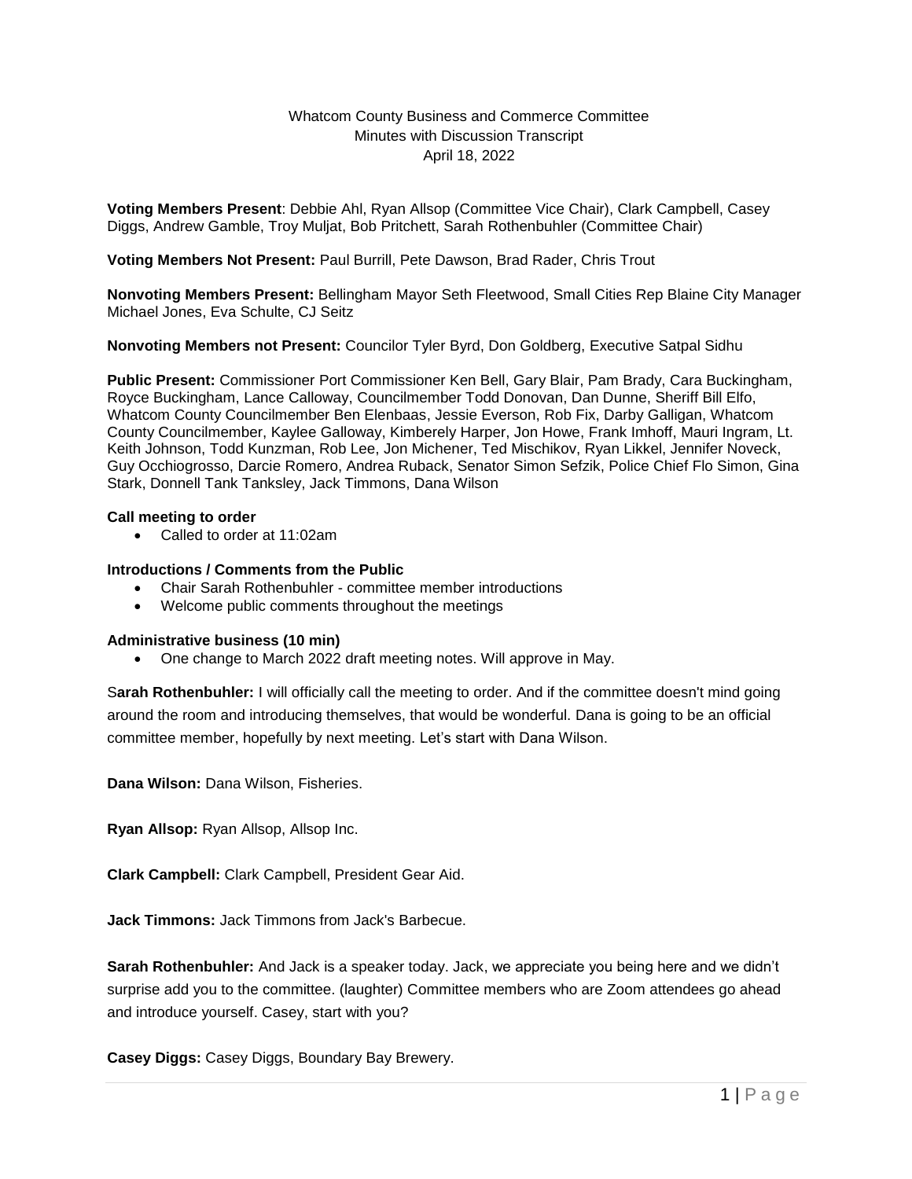Whatcom County Business and Commerce Committee
Minutes with Discussion Transcript
April 18, 2022

**Voting Members Present**: Debbie Ahl, Ryan Allsop (Committee Vice Chair), Clark Campbell, Casey Diggs, Andrew Gamble, Troy Muljat, Bob Pritchett, Sarah Rothenbuhler (Committee Chair)

**Voting Members Not Present:** Paul Burrill, Pete Dawson, Brad Rader, Chris Trout

**Nonvoting Members Present:** Bellingham Mayor Seth Fleetwood, Small Cities Rep Blaine City Manager Michael Jones, Eva Schulte, CJ Seitz

**Nonvoting Members not Present:** Councilor Tyler Byrd, Don Goldberg, Executive Satpal Sidhu

**Public Present:** Commissioner Port Commissioner Ken Bell, Gary Blair, Pam Brady, Cara Buckingham, Royce Buckingham, Lance Calloway, Councilmember Todd Donovan, Dan Dunne, Sheriff Bill Elfo, Whatcom County Councilmember Ben Elenbaas, Jessie Everson, Rob Fix, Darby Galligan, Whatcom County Councilmember, Kaylee Galloway, Kimberely Harper, Jon Howe, Frank Imhoff, Mauri Ingram, Lt. Keith Johnson, Todd Kunzman, Rob Lee, Jon Michener, Ted Mischikov, Ryan Likkel, Jennifer Noveck, Guy Occhiogrosso, Darcie Romero, Andrea Ruback, Senator Simon Sefzik, Police Chief Flo Simon, Gina Stark, Donnell Tank Tanksley, Jack Timmons, Dana Wilson

**Call meeting to order**

- Called to order at 11:02am

**Introductions / Comments from the Public**

- Chair Sarah Rothenbuhler - committee member introductions
- Welcome public comments throughout the meetings

**Administrative business (10 min)**

- One change to March 2022 draft meeting notes. Will approve in May.

**Sarah Rothenbuhler:** I will officially call the meeting to order. And if the committee doesn't mind going around the room and introducing themselves, that would be wonderful. Dana is going to be an official committee member, hopefully by next meeting. Let's start with Dana Wilson.

**Dana Wilson:** Dana Wilson, Fisheries.

**Ryan Allsop:** Ryan Allsop, Allsop Inc.

**Clark Campbell:** Clark Campbell, President Gear Aid.

**Jack Timmons:** Jack Timmons from Jack's Barbecue.

**Sarah Rothenbuhler:** And Jack is a speaker today. Jack, we appreciate you being here and we didn't surprise add you to the committee. (laughter) Committee members who are Zoom attendees go ahead and introduce yourself. Casey, start with you?

**Casey Diggs:** Casey Diggs, Boundary Bay Brewery.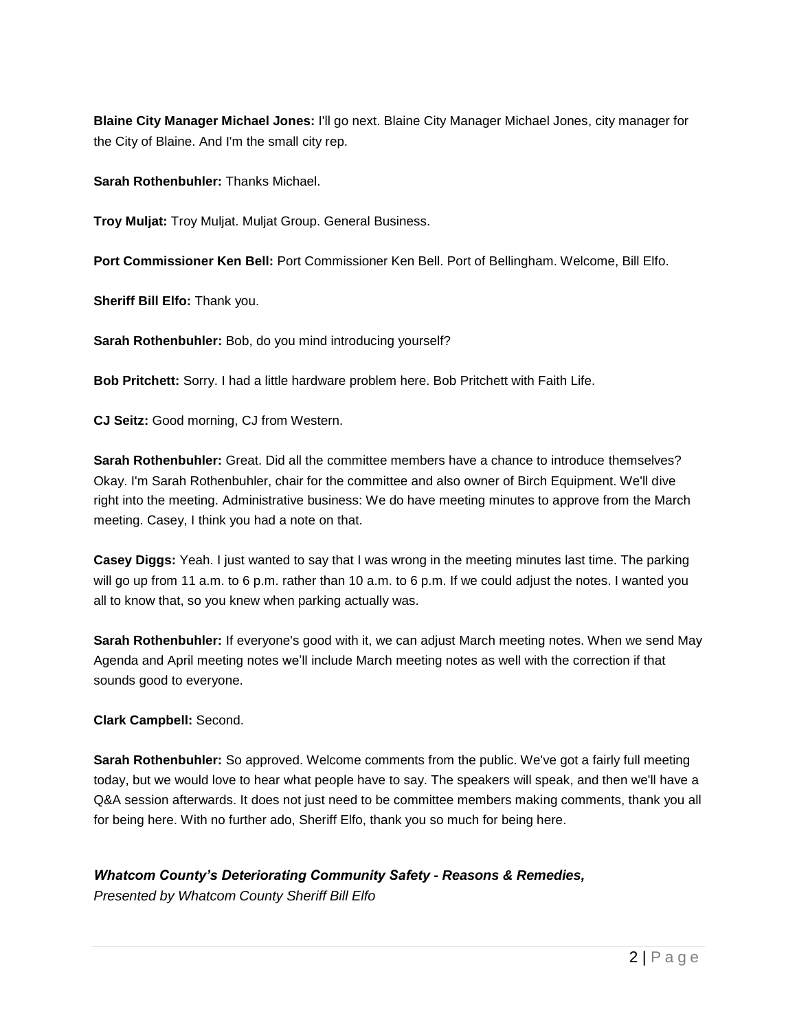**Blaine City Manager Michael Jones:** I'll go next. Blaine City Manager Michael Jones, city manager for the City of Blaine. And I'm the small city rep.

**Sarah Rothenbuhler:** Thanks Michael.

**Troy Muljat:** Troy Muljat. Muljat Group. General Business.

**Port Commissioner Ken Bell:** Port Commissioner Ken Bell. Port of Bellingham. Welcome, Bill Elfo.

**Sheriff Bill Elfo:** Thank you.

**Sarah Rothenbuhler:** Bob, do you mind introducing yourself?

**Bob Pritchett:** Sorry. I had a little hardware problem here. Bob Pritchett with Faith Life.

**CJ Seitz:** Good morning, CJ from Western.

**Sarah Rothenbuhler:** Great. Did all the committee members have a chance to introduce themselves? Okay. I'm Sarah Rothenbuhler, chair for the committee and also owner of Birch Equipment. We'll dive right into the meeting. Administrative business: We do have meeting minutes to approve from the March meeting. Casey, I think you had a note on that.

**Casey Diggs:** Yeah. I just wanted to say that I was wrong in the meeting minutes last time. The parking will go up from 11 a.m. to 6 p.m. rather than 10 a.m. to 6 p.m. If we could adjust the notes. I wanted you all to know that, so you knew when parking actually was.

**Sarah Rothenbuhler:** If everyone's good with it, we can adjust March meeting notes. When we send May Agenda and April meeting notes we'll include March meeting notes as well with the correction if that sounds good to everyone.

**Clark Campbell:** Second.

**Sarah Rothenbuhler:** So approved. Welcome comments from the public. We've got a fairly full meeting today, but we would love to hear what people have to say. The speakers will speak, and then we'll have a Q&A session afterwards. It does not just need to be committee members making comments, thank you all for being here. With no further ado, Sheriff Elfo, thank you so much for being here.

***Whatcom County's Deteriorating Community Safety - Reasons & Remedies,***
*Presented by Whatcom County Sheriff Bill Elfo*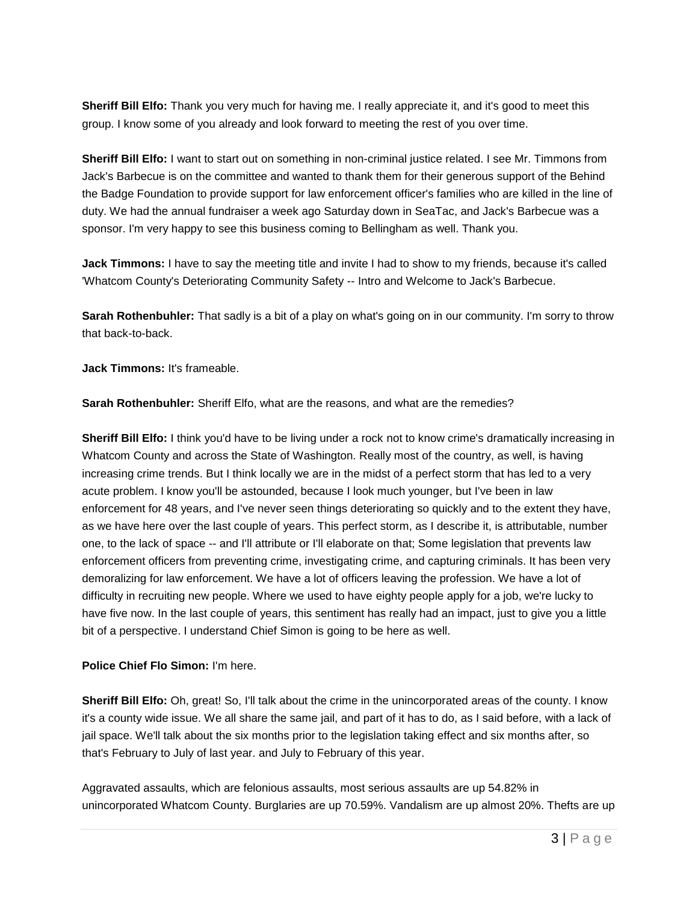**Sheriff Bill Elfo:** Thank you very much for having me. I really appreciate it, and it's good to meet this group. I know some of you already and look forward to meeting the rest of you over time.

**Sheriff Bill Elfo:** I want to start out on something in non-criminal justice related. I see Mr. Timmons from Jack's Barbecue is on the committee and wanted to thank them for their generous support of the Behind the Badge Foundation to provide support for law enforcement officer's families who are killed in the line of duty. We had the annual fundraiser a week ago Saturday down in SeaTac, and Jack's Barbecue was a sponsor. I'm very happy to see this business coming to Bellingham as well. Thank you.

**Jack Timmons:** I have to say the meeting title and invite I had to show to my friends, because it's called 'Whatcom County's Deteriorating Community Safety -- Intro and Welcome to Jack's Barbecue.

**Sarah Rothenbuhler:** That sadly is a bit of a play on what's going on in our community. I'm sorry to throw that back-to-back.

**Jack Timmons:** It's frameable.

**Sarah Rothenbuhler:** Sheriff Elfo, what are the reasons, and what are the remedies?

**Sheriff Bill Elfo:** I think you'd have to be living under a rock not to know crime's dramatically increasing in Whatcom County and across the State of Washington. Really most of the country, as well, is having increasing crime trends. But I think locally we are in the midst of a perfect storm that has led to a very acute problem. I know you'll be astounded, because I look much younger, but I've been in law enforcement for 48 years, and I've never seen things deteriorating so quickly and to the extent they have, as we have here over the last couple of years. This perfect storm, as I describe it, is attributable, number one, to the lack of space -- and I'll attribute or I'll elaborate on that; Some legislation that prevents law enforcement officers from preventing crime, investigating crime, and capturing criminals. It has been very demoralizing for law enforcement. We have a lot of officers leaving the profession. We have a lot of difficulty in recruiting new people. Where we used to have eighty people apply for a job, we're lucky to have five now. In the last couple of years, this sentiment has really had an impact, just to give you a little bit of a perspective. I understand Chief Simon is going to be here as well.

**Police Chief Flo Simon:** I'm here.

**Sheriff Bill Elfo:** Oh, great! So, I'll talk about the crime in the unincorporated areas of the county. I know it's a county wide issue. We all share the same jail, and part of it has to do, as I said before, with a lack of jail space. We'll talk about the six months prior to the legislation taking effect and six months after, so that's February to July of last year. and July to February of this year.

Aggravated assaults, which are felonious assaults, most serious assaults are up 54.82% in unincorporated Whatcom County. Burglaries are up 70.59%. Vandalism are up almost 20%. Thefts are up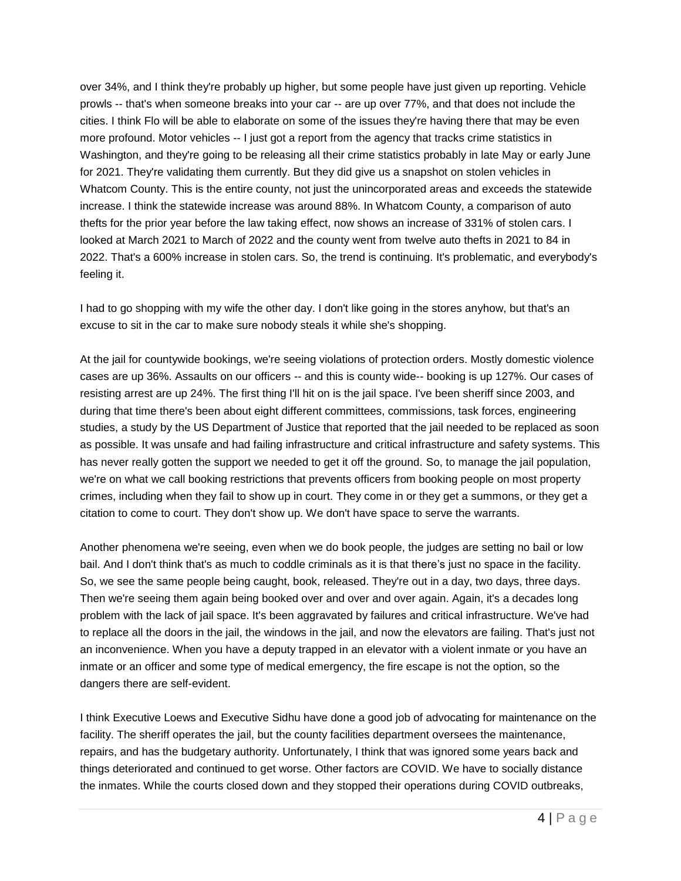over 34%, and I think they're probably up higher, but some people have just given up reporting. Vehicle prowls -- that's when someone breaks into your car -- are up over 77%, and that does not include the cities. I think Flo will be able to elaborate on some of the issues they're having there that may be even more profound. Motor vehicles -- I just got a report from the agency that tracks crime statistics in Washington, and they're going to be releasing all their crime statistics probably in late May or early June for 2021. They're validating them currently. But they did give us a snapshot on stolen vehicles in Whatcom County. This is the entire county, not just the unincorporated areas and exceeds the statewide increase. I think the statewide increase was around 88%. In Whatcom County, a comparison of auto thefts for the prior year before the law taking effect, now shows an increase of 331% of stolen cars. I looked at March 2021 to March of 2022 and the county went from twelve auto thefts in 2021 to 84 in 2022. That's a 600% increase in stolen cars. So, the trend is continuing. It's problematic, and everybody's feeling it.

I had to go shopping with my wife the other day. I don't like going in the stores anyhow, but that's an excuse to sit in the car to make sure nobody steals it while she's shopping.

At the jail for countywide bookings, we're seeing violations of protection orders. Mostly domestic violence cases are up 36%. Assaults on our officers -- and this is county wide-- booking is up 127%. Our cases of resisting arrest are up 24%. The first thing I'll hit on is the jail space. I've been sheriff since 2003, and during that time there's been about eight different committees, commissions, task forces, engineering studies, a study by the US Department of Justice that reported that the jail needed to be replaced as soon as possible. It was unsafe and had failing infrastructure and critical infrastructure and safety systems. This has never really gotten the support we needed to get it off the ground. So, to manage the jail population, we're on what we call booking restrictions that prevents officers from booking people on most property crimes, including when they fail to show up in court. They come in or they get a summons, or they get a citation to come to court. They don't show up. We don't have space to serve the warrants.

Another phenomena we're seeing, even when we do book people, the judges are setting no bail or low bail. And I don't think that's as much to coddle criminals as it is that there's just no space in the facility. So, we see the same people being caught, book, released. They're out in a day, two days, three days. Then we're seeing them again being booked over and over and over again. Again, it's a decades long problem with the lack of jail space. It's been aggravated by failures and critical infrastructure. We've had to replace all the doors in the jail, the windows in the jail, and now the elevators are failing. That's just not an inconvenience. When you have a deputy trapped in an elevator with a violent inmate or you have an inmate or an officer and some type of medical emergency, the fire escape is not the option, so the dangers there are self-evident.

I think Executive Loews and Executive Sidhu have done a good job of advocating for maintenance on the facility. The sheriff operates the jail, but the county facilities department oversees the maintenance, repairs, and has the budgetary authority. Unfortunately, I think that was ignored some years back and things deteriorated and continued to get worse. Other factors are COVID. We have to socially distance the inmates. While the courts closed down and they stopped their operations during COVID outbreaks,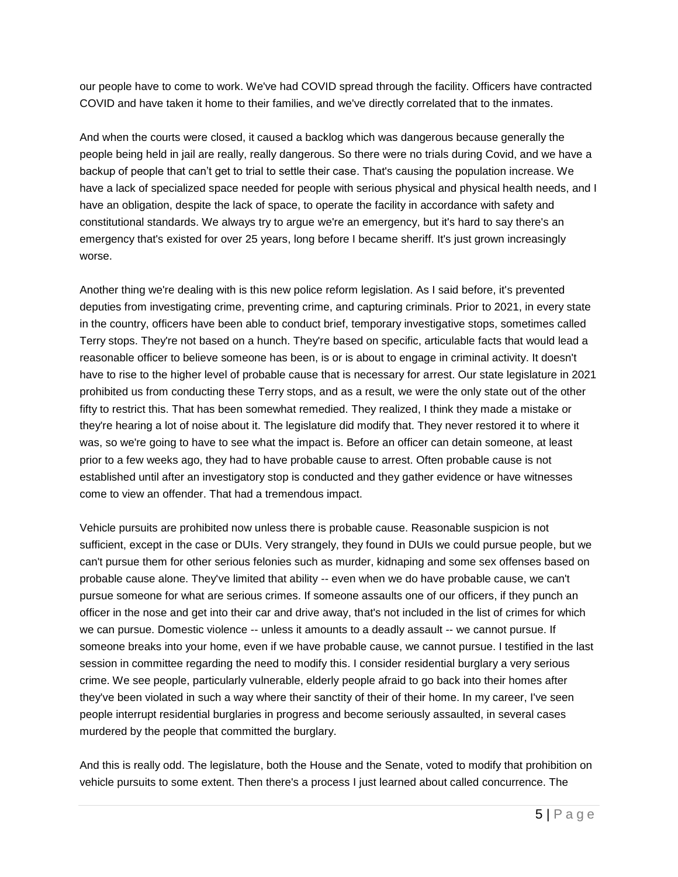our people have to come to work. We've had COVID spread through the facility. Officers have contracted COVID and have taken it home to their families, and we've directly correlated that to the inmates.

And when the courts were closed, it caused a backlog which was dangerous because generally the people being held in jail are really, really dangerous. So there were no trials during Covid, and we have a backup of people that can't get to trial to settle their case. That's causing the population increase. We have a lack of specialized space needed for people with serious physical and physical health needs, and I have an obligation, despite the lack of space, to operate the facility in accordance with safety and constitutional standards. We always try to argue we're an emergency, but it's hard to say there's an emergency that's existed for over 25 years, long before I became sheriff. It's just grown increasingly worse.

Another thing we're dealing with is this new police reform legislation. As I said before, it's prevented deputies from investigating crime, preventing crime, and capturing criminals. Prior to 2021, in every state in the country, officers have been able to conduct brief, temporary investigative stops, sometimes called Terry stops. They're not based on a hunch. They're based on specific, articulable facts that would lead a reasonable officer to believe someone has been, is or is about to engage in criminal activity. It doesn't have to rise to the higher level of probable cause that is necessary for arrest. Our state legislature in 2021 prohibited us from conducting these Terry stops, and as a result, we were the only state out of the other fifty to restrict this. That has been somewhat remedied. They realized, I think they made a mistake or they're hearing a lot of noise about it. The legislature did modify that. They never restored it to where it was, so we're going to have to see what the impact is. Before an officer can detain someone, at least prior to a few weeks ago, they had to have probable cause to arrest. Often probable cause is not established until after an investigatory stop is conducted and they gather evidence or have witnesses come to view an offender. That had a tremendous impact.

Vehicle pursuits are prohibited now unless there is probable cause. Reasonable suspicion is not sufficient, except in the case or DUIs. Very strangely, they found in DUIs we could pursue people, but we can't pursue them for other serious felonies such as murder, kidnaping and some sex offenses based on probable cause alone. They've limited that ability -- even when we do have probable cause, we can't pursue someone for what are serious crimes. If someone assaults one of our officers, if they punch an officer in the nose and get into their car and drive away, that's not included in the list of crimes for which we can pursue. Domestic violence -- unless it amounts to a deadly assault -- we cannot pursue. If someone breaks into your home, even if we have probable cause, we cannot pursue. I testified in the last session in committee regarding the need to modify this. I consider residential burglary a very serious crime. We see people, particularly vulnerable, elderly people afraid to go back into their homes after they've been violated in such a way where their sanctity of their of their home. In my career, I've seen people interrupt residential burglaries in progress and become seriously assaulted, in several cases murdered by the people that committed the burglary.

And this is really odd. The legislature, both the House and the Senate, voted to modify that prohibition on vehicle pursuits to some extent. Then there's a process I just learned about called concurrence. The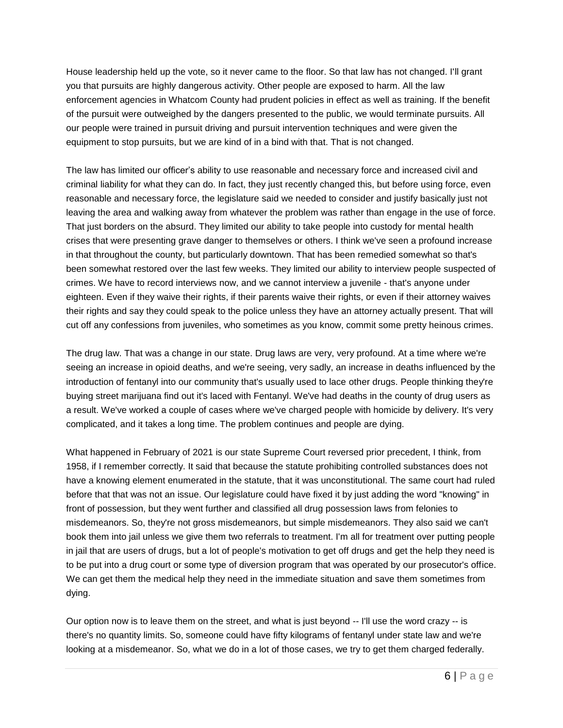House leadership held up the vote, so it never came to the floor. So that law has not changed. I'll grant you that pursuits are highly dangerous activity. Other people are exposed to harm. All the law enforcement agencies in Whatcom County had prudent policies in effect as well as training. If the benefit of the pursuit were outweighed by the dangers presented to the public, we would terminate pursuits. All our people were trained in pursuit driving and pursuit intervention techniques and were given the equipment to stop pursuits, but we are kind of in a bind with that. That is not changed.

The law has limited our officer's ability to use reasonable and necessary force and increased civil and criminal liability for what they can do. In fact, they just recently changed this, but before using force, even reasonable and necessary force, the legislature said we needed to consider and justify basically just not leaving the area and walking away from whatever the problem was rather than engage in the use of force. That just borders on the absurd. They limited our ability to take people into custody for mental health crises that were presenting grave danger to themselves or others. I think we've seen a profound increase in that throughout the county, but particularly downtown. That has been remedied somewhat so that's been somewhat restored over the last few weeks. They limited our ability to interview people suspected of crimes. We have to record interviews now, and we cannot interview a juvenile - that's anyone under eighteen. Even if they waive their rights, if their parents waive their rights, or even if their attorney waives their rights and say they could speak to the police unless they have an attorney actually present. That will cut off any confessions from juveniles, who sometimes as you know, commit some pretty heinous crimes.

The drug law. That was a change in our state. Drug laws are very, very profound. At a time where we're seeing an increase in opioid deaths, and we're seeing, very sadly, an increase in deaths influenced by the introduction of fentanyl into our community that's usually used to lace other drugs. People thinking they're buying street marijuana find out it's laced with Fentanyl. We've had deaths in the county of drug users as a result. We've worked a couple of cases where we've charged people with homicide by delivery. It's very complicated, and it takes a long time. The problem continues and people are dying.

What happened in February of 2021 is our state Supreme Court reversed prior precedent, I think, from 1958, if I remember correctly. It said that because the statute prohibiting controlled substances does not have a knowing element enumerated in the statute, that it was unconstitutional. The same court had ruled before that that was not an issue. Our legislature could have fixed it by just adding the word "knowing" in front of possession, but they went further and classified all drug possession laws from felonies to misdemeanors. So, they're not gross misdemeanors, but simple misdemeanors. They also said we can't book them into jail unless we give them two referrals to treatment. I'm all for treatment over putting people in jail that are users of drugs, but a lot of people's motivation to get off drugs and get the help they need is to be put into a drug court or some type of diversion program that was operated by our prosecutor's office. We can get them the medical help they need in the immediate situation and save them sometimes from dying.

Our option now is to leave them on the street, and what is just beyond -- I'll use the word crazy -- is there's no quantity limits. So, someone could have fifty kilograms of fentanyl under state law and we're looking at a misdemeanor. So, what we do in a lot of those cases, we try to get them charged federally.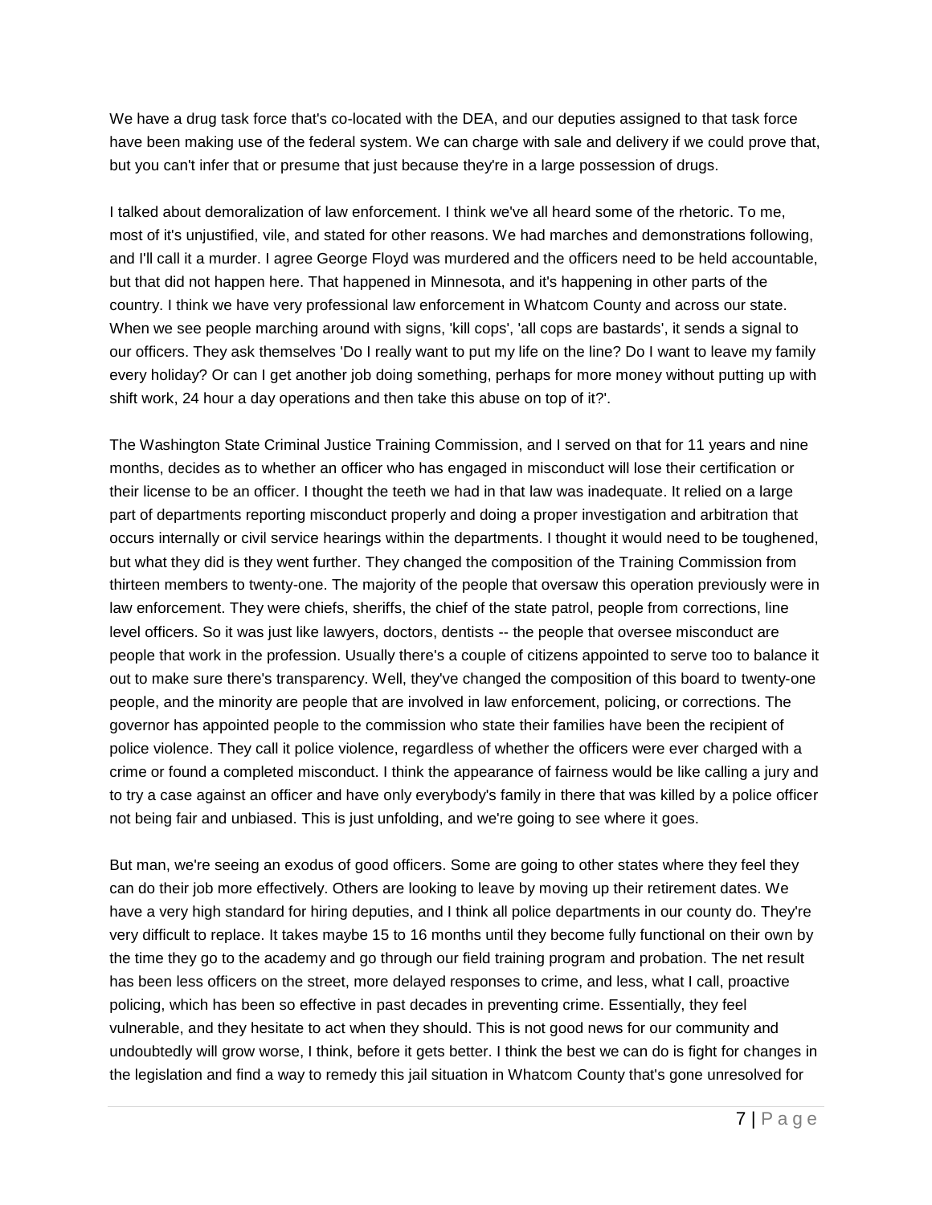We have a drug task force that's co-located with the DEA, and our deputies assigned to that task force have been making use of the federal system. We can charge with sale and delivery if we could prove that, but you can't infer that or presume that just because they're in a large possession of drugs.

I talked about demoralization of law enforcement. I think we've all heard some of the rhetoric. To me, most of it's unjustified, vile, and stated for other reasons. We had marches and demonstrations following, and I'll call it a murder. I agree George Floyd was murdered and the officers need to be held accountable, but that did not happen here. That happened in Minnesota, and it's happening in other parts of the country. I think we have very professional law enforcement in Whatcom County and across our state. When we see people marching around with signs, 'kill cops', 'all cops are bastards', it sends a signal to our officers. They ask themselves 'Do I really want to put my life on the line? Do I want to leave my family every holiday? Or can I get another job doing something, perhaps for more money without putting up with shift work, 24 hour a day operations and then take this abuse on top of it?'.

The Washington State Criminal Justice Training Commission, and I served on that for 11 years and nine months, decides as to whether an officer who has engaged in misconduct will lose their certification or their license to be an officer. I thought the teeth we had in that law was inadequate. It relied on a large part of departments reporting misconduct properly and doing a proper investigation and arbitration that occurs internally or civil service hearings within the departments. I thought it would need to be toughened, but what they did is they went further. They changed the composition of the Training Commission from thirteen members to twenty-one. The majority of the people that oversaw this operation previously were in law enforcement. They were chiefs, sheriffs, the chief of the state patrol, people from corrections, line level officers. So it was just like lawyers, doctors, dentists -- the people that oversee misconduct are people that work in the profession. Usually there's a couple of citizens appointed to serve too to balance it out to make sure there's transparency. Well, they've changed the composition of this board to twenty-one people, and the minority are people that are involved in law enforcement, policing, or corrections. The governor has appointed people to the commission who state their families have been the recipient of police violence. They call it police violence, regardless of whether the officers were ever charged with a crime or found a completed misconduct. I think the appearance of fairness would be like calling a jury and to try a case against an officer and have only everybody's family in there that was killed by a police officer not being fair and unbiased. This is just unfolding, and we're going to see where it goes.

But man, we're seeing an exodus of good officers. Some are going to other states where they feel they can do their job more effectively. Others are looking to leave by moving up their retirement dates. We have a very high standard for hiring deputies, and I think all police departments in our county do. They're very difficult to replace. It takes maybe 15 to 16 months until they become fully functional on their own by the time they go to the academy and go through our field training program and probation. The net result has been less officers on the street, more delayed responses to crime, and less, what I call, proactive policing, which has been so effective in past decades in preventing crime. Essentially, they feel vulnerable, and they hesitate to act when they should. This is not good news for our community and undoubtedly will grow worse, I think, before it gets better. I think the best we can do is fight for changes in the legislation and find a way to remedy this jail situation in Whatcom County that's gone unresolved for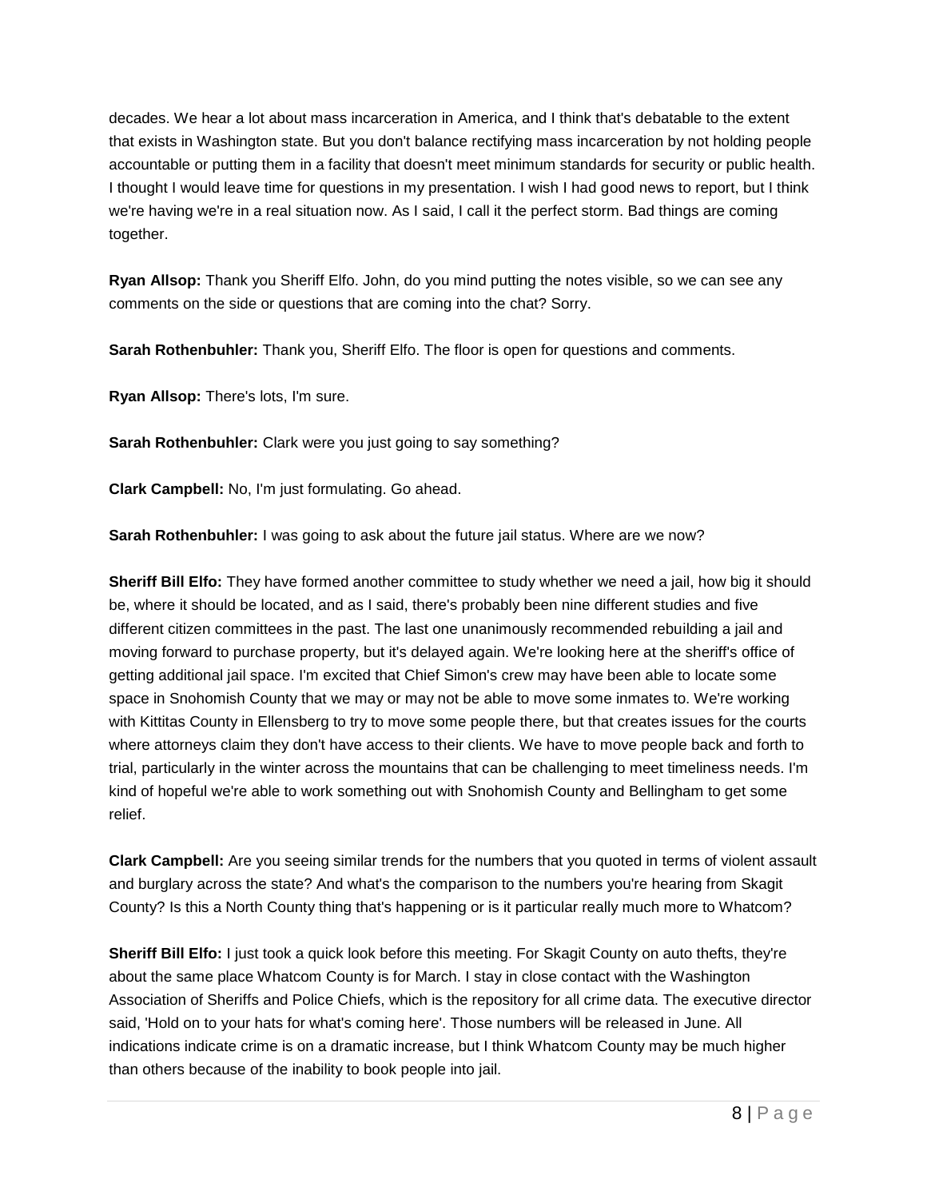decades. We hear a lot about mass incarceration in America, and I think that's debatable to the extent that exists in Washington state. But you don't balance rectifying mass incarceration by not holding people accountable or putting them in a facility that doesn't meet minimum standards for security or public health. I thought I would leave time for questions in my presentation. I wish I had good news to report, but I think we're having we're in a real situation now. As I said, I call it the perfect storm. Bad things are coming together.

**Ryan Allsop:** Thank you Sheriff Elfo. John, do you mind putting the notes visible, so we can see any comments on the side or questions that are coming into the chat? Sorry.

**Sarah Rothenbuhler:** Thank you, Sheriff Elfo. The floor is open for questions and comments.

**Ryan Allsop:** There's lots, I'm sure.

**Sarah Rothenbuhler:** Clark were you just going to say something?

**Clark Campbell:** No, I'm just formulating. Go ahead.

**Sarah Rothenbuhler:** I was going to ask about the future jail status. Where are we now?

**Sheriff Bill Elfo:** They have formed another committee to study whether we need a jail, how big it should be, where it should be located, and as I said, there's probably been nine different studies and five different citizen committees in the past. The last one unanimously recommended rebuilding a jail and moving forward to purchase property, but it's delayed again. We're looking here at the sheriff's office of getting additional jail space. I'm excited that Chief Simon's crew may have been able to locate some space in Snohomish County that we may or may not be able to move some inmates to. We're working with Kittitas County in Ellensberg to try to move some people there, but that creates issues for the courts where attorneys claim they don't have access to their clients. We have to move people back and forth to trial, particularly in the winter across the mountains that can be challenging to meet timeliness needs. I'm kind of hopeful we're able to work something out with Snohomish County and Bellingham to get some relief.

**Clark Campbell:** Are you seeing similar trends for the numbers that you quoted in terms of violent assault and burglary across the state? And what's the comparison to the numbers you're hearing from Skagit County? Is this a North County thing that's happening or is it particular really much more to Whatcom?

**Sheriff Bill Elfo:** I just took a quick look before this meeting. For Skagit County on auto thefts, they're about the same place Whatcom County is for March. I stay in close contact with the Washington Association of Sheriffs and Police Chiefs, which is the repository for all crime data. The executive director said, 'Hold on to your hats for what's coming here'. Those numbers will be released in June. All indications indicate crime is on a dramatic increase, but I think Whatcom County may be much higher than others because of the inability to book people into jail.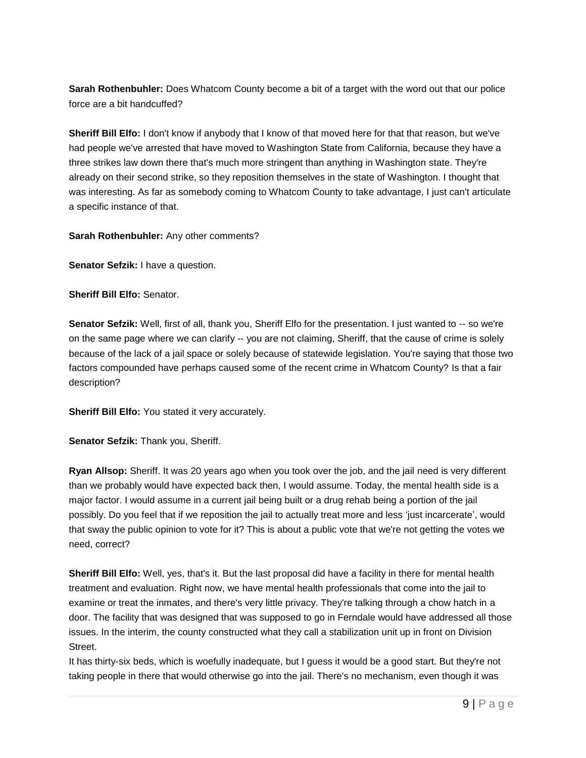**Sarah Rothenbuhler:** Does Whatcom County become a bit of a target with the word out that our police force are a bit handcuffed?

**Sheriff Bill Elfo:** I don't know if anybody that I know of that moved here for that that reason, but we've had people we've arrested that have moved to Washington State from California, because they have a three strikes law down there that's much more stringent than anything in Washington state. They're already on their second strike, so they reposition themselves in the state of Washington. I thought that was interesting. As far as somebody coming to Whatcom County to take advantage, I just can't articulate a specific instance of that.

**Sarah Rothenbuhler:** Any other comments?

**Senator Sefzik:** I have a question.

**Sheriff Bill Elfo:** Senator.

**Senator Sefzik:** Well, first of all, thank you, Sheriff Elfo for the presentation. I just wanted to -- so we're on the same page where we can clarify -- you are not claiming, Sheriff, that the cause of crime is solely because of the lack of a jail space or solely because of statewide legislation. You're saying that those two factors compounded have perhaps caused some of the recent crime in Whatcom County? Is that a fair description?

**Sheriff Bill Elfo:** You stated it very accurately.

**Senator Sefzik:** Thank you, Sheriff.

**Ryan Allsop:** Sheriff. It was 20 years ago when you took over the job, and the jail need is very different than we probably would have expected back then, I would assume. Today, the mental health side is a major factor. I would assume in a current jail being built or a drug rehab being a portion of the jail possibly. Do you feel that if we reposition the jail to actually treat more and less 'just incarcerate', would that sway the public opinion to vote for it? This is about a public vote that we're not getting the votes we need, correct?

**Sheriff Bill Elfo:** Well, yes, that's it. But the last proposal did have a facility in there for mental health treatment and evaluation. Right now, we have mental health professionals that come into the jail to examine or treat the inmates, and there's very little privacy. They're talking through a chow hatch in a door. The facility that was designed that was supposed to go in Ferndale would have addressed all those issues. In the interim, the county constructed what they call a stabilization unit up in front on Division Street.

It has thirty-six beds, which is woefully inadequate, but I guess it would be a good start. But they're not taking people in there that would otherwise go into the jail. There's no mechanism, even though it was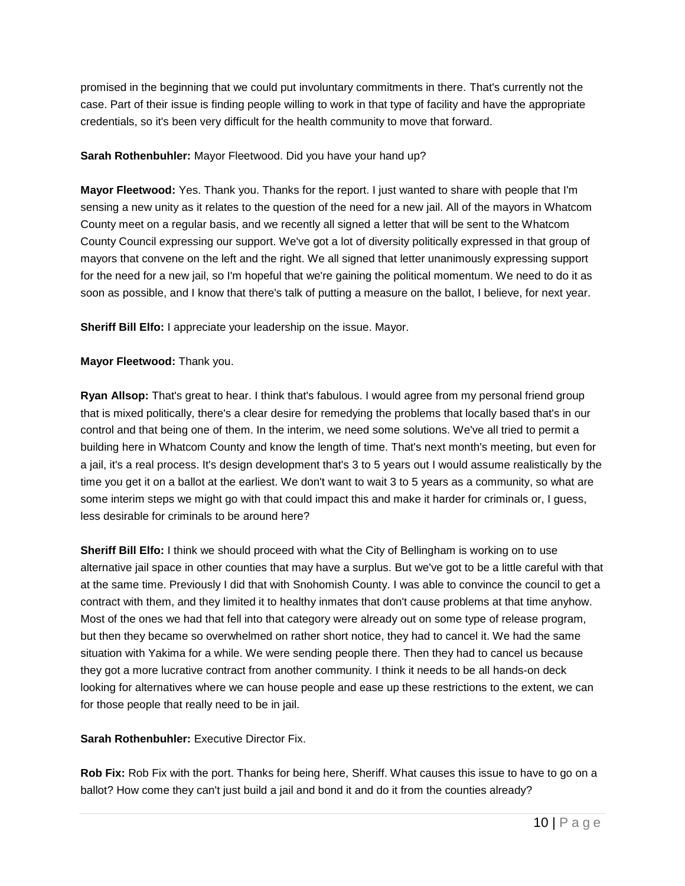promised in the beginning that we could put involuntary commitments in there. That's currently not the case. Part of their issue is finding people willing to work in that type of facility and have the appropriate credentials, so it's been very difficult for the health community to move that forward.

**Sarah Rothenbuhler:** Mayor Fleetwood. Did you have your hand up?

**Mayor Fleetwood:** Yes. Thank you. Thanks for the report. I just wanted to share with people that I'm sensing a new unity as it relates to the question of the need for a new jail. All of the mayors in Whatcom County meet on a regular basis, and we recently all signed a letter that will be sent to the Whatcom County Council expressing our support. We've got a lot of diversity politically expressed in that group of mayors that convene on the left and the right. We all signed that letter unanimously expressing support for the need for a new jail, so I'm hopeful that we're gaining the political momentum. We need to do it as soon as possible, and I know that there's talk of putting a measure on the ballot, I believe, for next year.

**Sheriff Bill Elfo:** I appreciate your leadership on the issue. Mayor.

**Mayor Fleetwood:** Thank you.

**Ryan Allsop:** That's great to hear. I think that's fabulous. I would agree from my personal friend group that is mixed politically, there's a clear desire for remedying the problems that locally based that's in our control and that being one of them. In the interim, we need some solutions. We've all tried to permit a building here in Whatcom County and know the length of time. That's next month's meeting, but even for a jail, it's a real process. It's design development that's 3 to 5 years out I would assume realistically by the time you get it on a ballot at the earliest. We don't want to wait 3 to 5 years as a community, so what are some interim steps we might go with that could impact this and make it harder for criminals or, I guess, less desirable for criminals to be around here?

**Sheriff Bill Elfo:** I think we should proceed with what the City of Bellingham is working on to use alternative jail space in other counties that may have a surplus. But we've got to be a little careful with that at the same time. Previously I did that with Snohomish County. I was able to convince the council to get a contract with them, and they limited it to healthy inmates that don't cause problems at that time anyhow. Most of the ones we had that fell into that category were already out on some type of release program, but then they became so overwhelmed on rather short notice, they had to cancel it. We had the same situation with Yakima for a while. We were sending people there. Then they had to cancel us because they got a more lucrative contract from another community. I think it needs to be all hands-on deck looking for alternatives where we can house people and ease up these restrictions to the extent, we can for those people that really need to be in jail.

**Sarah Rothenbuhler:** Executive Director Fix.

**Rob Fix:** Rob Fix with the port. Thanks for being here, Sheriff. What causes this issue to have to go on a ballot? How come they can't just build a jail and bond it and do it from the counties already?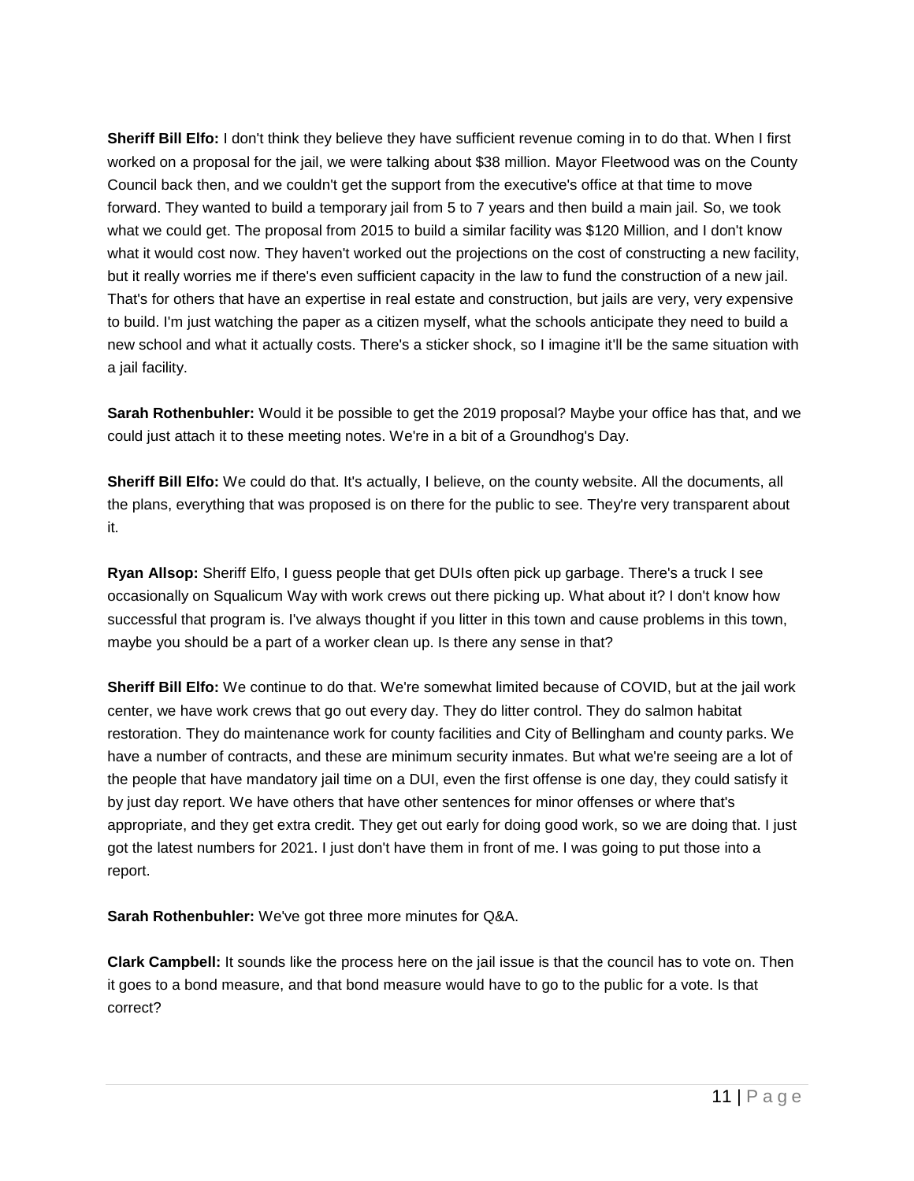**Sheriff Bill Elfo:** I don't think they believe they have sufficient revenue coming in to do that. When I first worked on a proposal for the jail, we were talking about $38 million. Mayor Fleetwood was on the County Council back then, and we couldn't get the support from the executive's office at that time to move forward. They wanted to build a temporary jail from 5 to 7 years and then build a main jail. So, we took what we could get. The proposal from 2015 to build a similar facility was $120 Million, and I don't know what it would cost now. They haven't worked out the projections on the cost of constructing a new facility, but it really worries me if there's even sufficient capacity in the law to fund the construction of a new jail. That's for others that have an expertise in real estate and construction, but jails are very, very expensive to build. I'm just watching the paper as a citizen myself, what the schools anticipate they need to build a new school and what it actually costs. There's a sticker shock, so I imagine it'll be the same situation with a jail facility.

**Sarah Rothenbuhler:** Would it be possible to get the 2019 proposal? Maybe your office has that, and we could just attach it to these meeting notes. We're in a bit of a Groundhog's Day.

**Sheriff Bill Elfo:** We could do that. It's actually, I believe, on the county website. All the documents, all the plans, everything that was proposed is on there for the public to see. They're very transparent about it.

**Ryan Allsop:** Sheriff Elfo, I guess people that get DUIs often pick up garbage. There's a truck I see occasionally on Squalicum Way with work crews out there picking up. What about it? I don't know how successful that program is. I've always thought if you litter in this town and cause problems in this town, maybe you should be a part of a worker clean up. Is there any sense in that?

**Sheriff Bill Elfo:** We continue to do that. We're somewhat limited because of COVID, but at the jail work center, we have work crews that go out every day. They do litter control. They do salmon habitat restoration. They do maintenance work for county facilities and City of Bellingham and county parks. We have a number of contracts, and these are minimum security inmates. But what we're seeing are a lot of the people that have mandatory jail time on a DUI, even the first offense is one day, they could satisfy it by just day report. We have others that have other sentences for minor offenses or where that's appropriate, and they get extra credit. They get out early for doing good work, so we are doing that. I just got the latest numbers for 2021. I just don't have them in front of me. I was going to put those into a report.

**Sarah Rothenbuhler:** We've got three more minutes for Q&A.

**Clark Campbell:** It sounds like the process here on the jail issue is that the council has to vote on. Then it goes to a bond measure, and that bond measure would have to go to the public for a vote. Is that correct?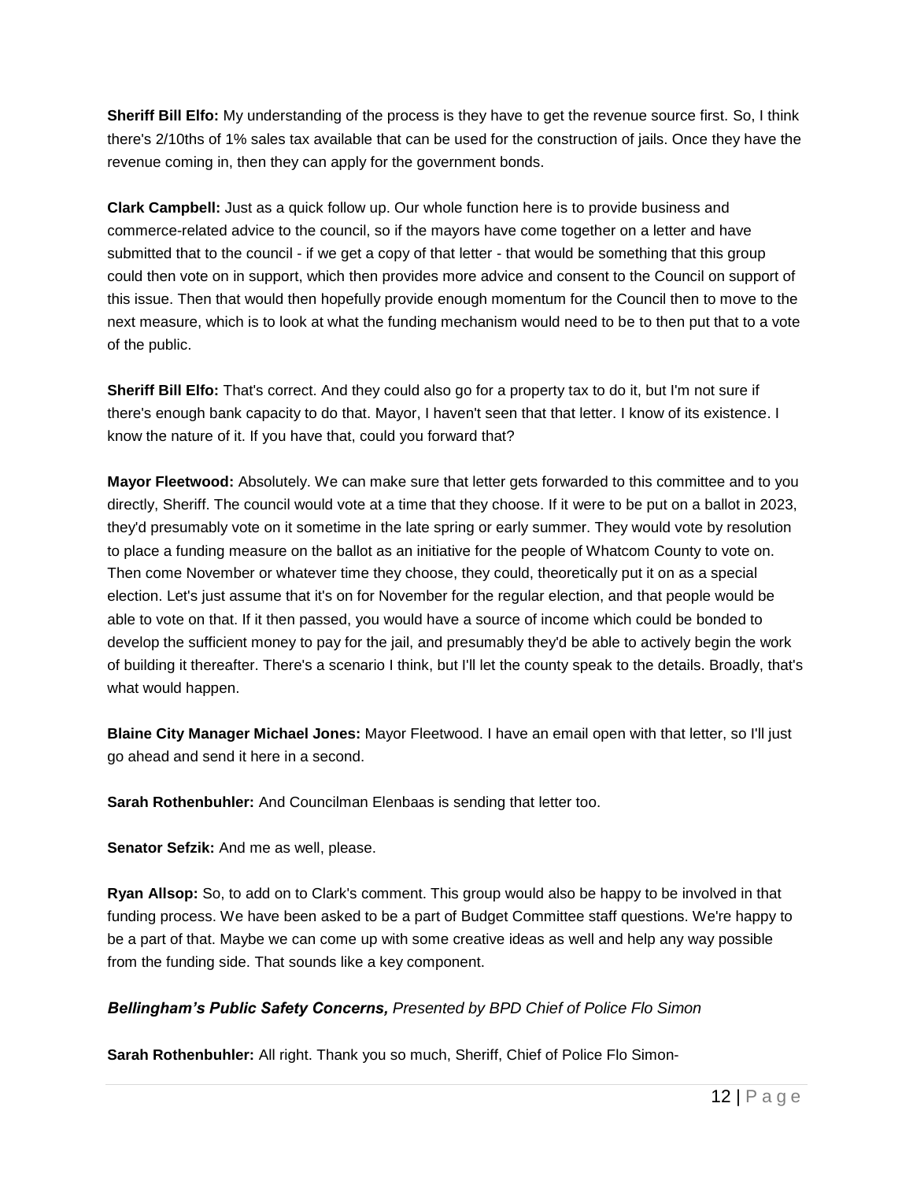**Sheriff Bill Elfo:** My understanding of the process is they have to get the revenue source first. So, I think there's 2/10ths of 1% sales tax available that can be used for the construction of jails. Once they have the revenue coming in, then they can apply for the government bonds.

**Clark Campbell:** Just as a quick follow up. Our whole function here is to provide business and commerce-related advice to the council, so if the mayors have come together on a letter and have submitted that to the council - if we get a copy of that letter - that would be something that this group could then vote on in support, which then provides more advice and consent to the Council on support of this issue. Then that would then hopefully provide enough momentum for the Council then to move to the next measure, which is to look at what the funding mechanism would need to be to then put that to a vote of the public.

**Sheriff Bill Elfo:** That's correct. And they could also go for a property tax to do it, but I'm not sure if there's enough bank capacity to do that. Mayor, I haven't seen that that letter. I know of its existence. I know the nature of it. If you have that, could you forward that?

**Mayor Fleetwood:** Absolutely. We can make sure that letter gets forwarded to this committee and to you directly, Sheriff. The council would vote at a time that they choose. If it were to be put on a ballot in 2023, they'd presumably vote on it sometime in the late spring or early summer. They would vote by resolution to place a funding measure on the ballot as an initiative for the people of Whatcom County to vote on. Then come November or whatever time they choose, they could, theoretically put it on as a special election. Let's just assume that it's on for November for the regular election, and that people would be able to vote on that. If it then passed, you would have a source of income which could be bonded to develop the sufficient money to pay for the jail, and presumably they'd be able to actively begin the work of building it thereafter. There's a scenario I think, but I'll let the county speak to the details. Broadly, that's what would happen.

**Blaine City Manager Michael Jones:** Mayor Fleetwood. I have an email open with that letter, so I'll just go ahead and send it here in a second.

**Sarah Rothenbuhler:** And Councilman Elenbaas is sending that letter too.

**Senator Sefzik:** And me as well, please.

**Ryan Allsop:** So, to add on to Clark's comment. This group would also be happy to be involved in that funding process. We have been asked to be a part of Budget Committee staff questions. We're happy to be a part of that. Maybe we can come up with some creative ideas as well and help any way possible from the funding side. That sounds like a key component.

***Bellingham's Public Safety Concerns,*** *Presented by BPD Chief of Police Flo Simon*

**Sarah Rothenbuhler:** All right. Thank you so much, Sheriff, Chief of Police Flo Simon-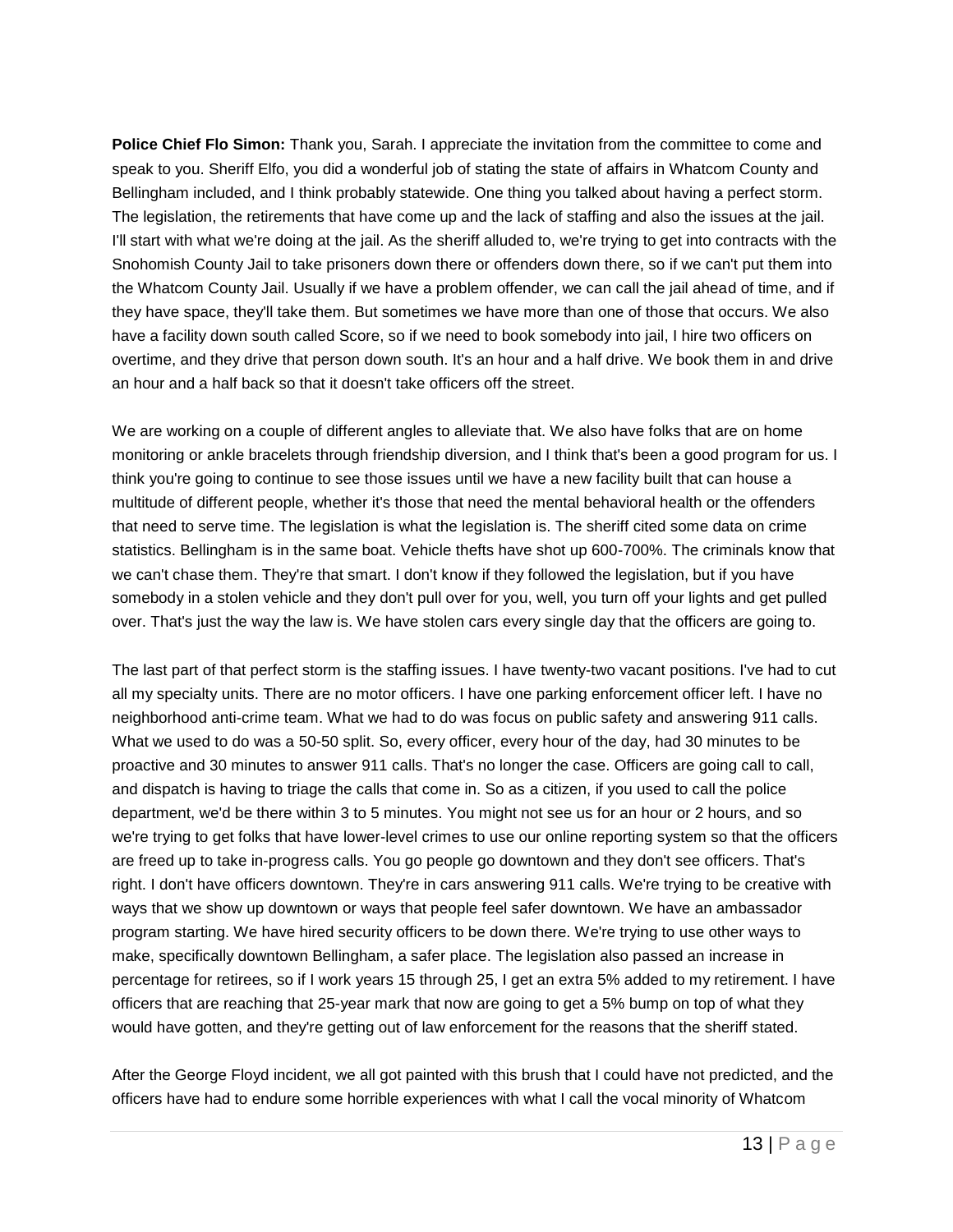**Police Chief Flo Simon:** Thank you, Sarah. I appreciate the invitation from the committee to come and speak to you. Sheriff Elfo, you did a wonderful job of stating the state of affairs in Whatcom County and Bellingham included, and I think probably statewide. One thing you talked about having a perfect storm. The legislation, the retirements that have come up and the lack of staffing and also the issues at the jail. I'll start with what we're doing at the jail. As the sheriff alluded to, we're trying to get into contracts with the Snohomish County Jail to take prisoners down there or offenders down there, so if we can't put them into the Whatcom County Jail. Usually if we have a problem offender, we can call the jail ahead of time, and if they have space, they'll take them. But sometimes we have more than one of those that occurs. We also have a facility down south called Score, so if we need to book somebody into jail, I hire two officers on overtime, and they drive that person down south. It's an hour and a half drive. We book them in and drive an hour and a half back so that it doesn't take officers off the street.

We are working on a couple of different angles to alleviate that. We also have folks that are on home monitoring or ankle bracelets through friendship diversion, and I think that's been a good program for us. I think you're going to continue to see those issues until we have a new facility built that can house a multitude of different people, whether it's those that need the mental behavioral health or the offenders that need to serve time. The legislation is what the legislation is. The sheriff cited some data on crime statistics. Bellingham is in the same boat. Vehicle thefts have shot up 600-700%. The criminals know that we can't chase them. They're that smart. I don't know if they followed the legislation, but if you have somebody in a stolen vehicle and they don't pull over for you, well, you turn off your lights and get pulled over. That's just the way the law is. We have stolen cars every single day that the officers are going to.

The last part of that perfect storm is the staffing issues. I have twenty-two vacant positions. I've had to cut all my specialty units. There are no motor officers. I have one parking enforcement officer left. I have no neighborhood anti-crime team. What we had to do was focus on public safety and answering 911 calls. What we used to do was a 50-50 split. So, every officer, every hour of the day, had 30 minutes to be proactive and 30 minutes to answer 911 calls. That's no longer the case. Officers are going call to call, and dispatch is having to triage the calls that come in. So as a citizen, if you used to call the police department, we'd be there within 3 to 5 minutes. You might not see us for an hour or 2 hours, and so we're trying to get folks that have lower-level crimes to use our online reporting system so that the officers are freed up to take in-progress calls. You go people go downtown and they don't see officers. That's right. I don't have officers downtown. They're in cars answering 911 calls. We're trying to be creative with ways that we show up downtown or ways that people feel safer downtown. We have an ambassador program starting. We have hired security officers to be down there. We're trying to use other ways to make, specifically downtown Bellingham, a safer place. The legislation also passed an increase in percentage for retirees, so if I work years 15 through 25, I get an extra 5% added to my retirement. I have officers that are reaching that 25-year mark that now are going to get a 5% bump on top of what they would have gotten, and they're getting out of law enforcement for the reasons that the sheriff stated.

After the George Floyd incident, we all got painted with this brush that I could have not predicted, and the officers have had to endure some horrible experiences with what I call the vocal minority of Whatcom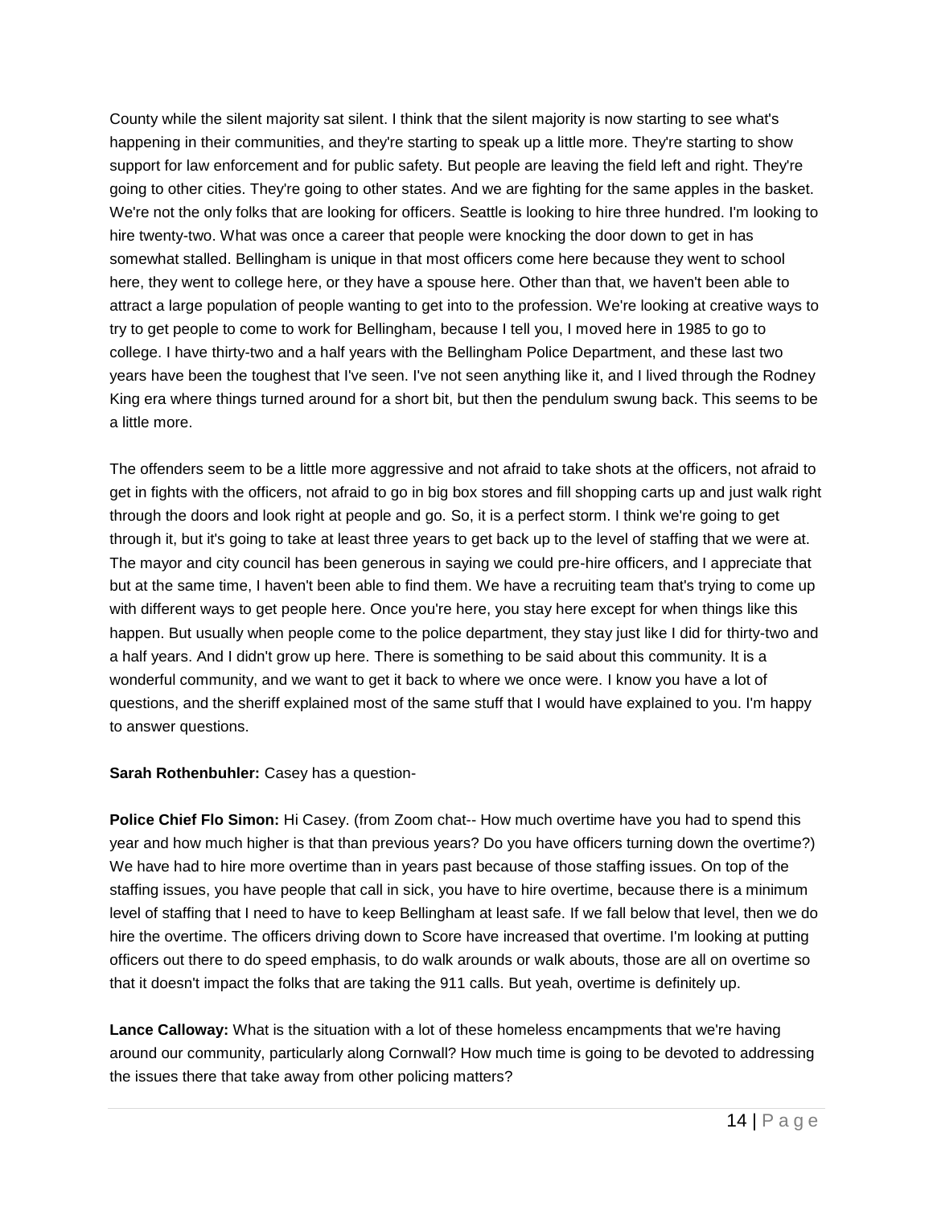County while the silent majority sat silent. I think that the silent majority is now starting to see what's happening in their communities, and they're starting to speak up a little more. They're starting to show support for law enforcement and for public safety. But people are leaving the field left and right. They're going to other cities. They're going to other states. And we are fighting for the same apples in the basket. We're not the only folks that are looking for officers. Seattle is looking to hire three hundred. I'm looking to hire twenty-two. What was once a career that people were knocking the door down to get in has somewhat stalled. Bellingham is unique in that most officers come here because they went to school here, they went to college here, or they have a spouse here. Other than that, we haven't been able to attract a large population of people wanting to get into to the profession. We're looking at creative ways to try to get people to come to work for Bellingham, because I tell you, I moved here in 1985 to go to college. I have thirty-two and a half years with the Bellingham Police Department, and these last two years have been the toughest that I've seen. I've not seen anything like it, and I lived through the Rodney King era where things turned around for a short bit, but then the pendulum swung back. This seems to be a little more.

The offenders seem to be a little more aggressive and not afraid to take shots at the officers, not afraid to get in fights with the officers, not afraid to go in big box stores and fill shopping carts up and just walk right through the doors and look right at people and go. So, it is a perfect storm. I think we're going to get through it, but it's going to take at least three years to get back up to the level of staffing that we were at. The mayor and city council has been generous in saying we could pre-hire officers, and I appreciate that but at the same time, I haven't been able to find them. We have a recruiting team that's trying to come up with different ways to get people here. Once you're here, you stay here except for when things like this happen. But usually when people come to the police department, they stay just like I did for thirty-two and a half years. And I didn't grow up here. There is something to be said about this community. It is a wonderful community, and we want to get it back to where we once were. I know you have a lot of questions, and the sheriff explained most of the same stuff that I would have explained to you. I'm happy to answer questions.

**Sarah Rothenbuhler:** Casey has a question-

**Police Chief Flo Simon:** Hi Casey. (from Zoom chat-- How much overtime have you had to spend this year and how much higher is that than previous years? Do you have officers turning down the overtime?) We have had to hire more overtime than in years past because of those staffing issues. On top of the staffing issues, you have people that call in sick, you have to hire overtime, because there is a minimum level of staffing that I need to have to keep Bellingham at least safe. If we fall below that level, then we do hire the overtime. The officers driving down to Score have increased that overtime. I'm looking at putting officers out there to do speed emphasis, to do walk arounds or walk abouts, those are all on overtime so that it doesn't impact the folks that are taking the 911 calls. But yeah, overtime is definitely up.

**Lance Calloway:** What is the situation with a lot of these homeless encampments that we're having around our community, particularly along Cornwall? How much time is going to be devoted to addressing the issues there that take away from other policing matters?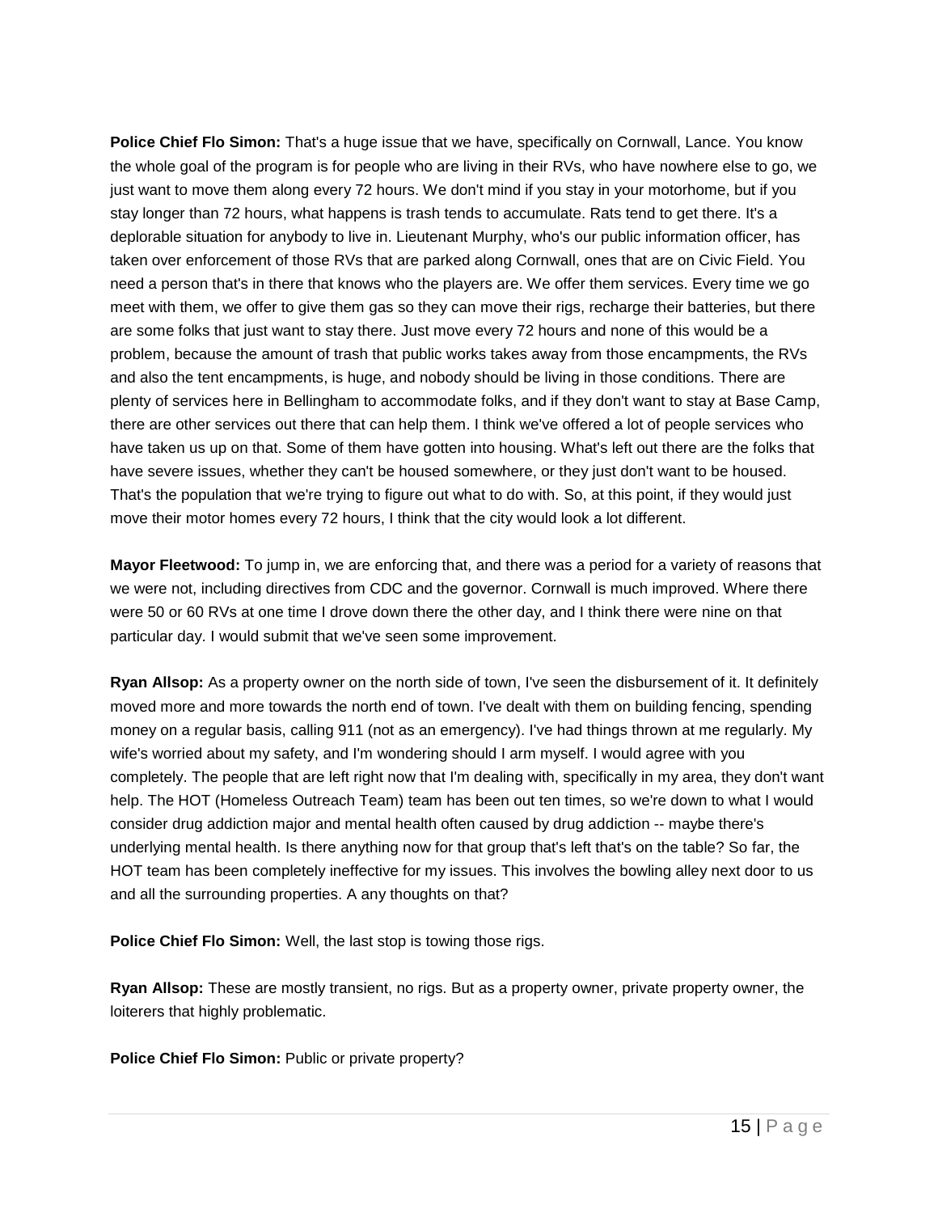**Police Chief Flo Simon:** That's a huge issue that we have, specifically on Cornwall, Lance. You know the whole goal of the program is for people who are living in their RVs, who have nowhere else to go, we just want to move them along every 72 hours. We don't mind if you stay in your motorhome, but if you stay longer than 72 hours, what happens is trash tends to accumulate. Rats tend to get there. It's a deplorable situation for anybody to live in. Lieutenant Murphy, who's our public information officer, has taken over enforcement of those RVs that are parked along Cornwall, ones that are on Civic Field. You need a person that's in there that knows who the players are. We offer them services. Every time we go meet with them, we offer to give them gas so they can move their rigs, recharge their batteries, but there are some folks that just want to stay there. Just move every 72 hours and none of this would be a problem, because the amount of trash that public works takes away from those encampments, the RVs and also the tent encampments, is huge, and nobody should be living in those conditions. There are plenty of services here in Bellingham to accommodate folks, and if they don't want to stay at Base Camp, there are other services out there that can help them. I think we've offered a lot of people services who have taken us up on that. Some of them have gotten into housing. What's left out there are the folks that have severe issues, whether they can't be housed somewhere, or they just don't want to be housed. That's the population that we're trying to figure out what to do with. So, at this point, if they would just move their motor homes every 72 hours, I think that the city would look a lot different.

**Mayor Fleetwood:** To jump in, we are enforcing that, and there was a period for a variety of reasons that we were not, including directives from CDC and the governor. Cornwall is much improved. Where there were 50 or 60 RVs at one time I drove down there the other day, and I think there were nine on that particular day. I would submit that we've seen some improvement.

**Ryan Allsop:** As a property owner on the north side of town, I've seen the disbursement of it. It definitely moved more and more towards the north end of town. I've dealt with them on building fencing, spending money on a regular basis, calling 911 (not as an emergency). I've had things thrown at me regularly. My wife's worried about my safety, and I'm wondering should I arm myself. I would agree with you completely. The people that are left right now that I'm dealing with, specifically in my area, they don't want help. The HOT (Homeless Outreach Team) team has been out ten times, so we're down to what I would consider drug addiction major and mental health often caused by drug addiction -- maybe there's underlying mental health. Is there anything now for that group that's left that's on the table? So far, the HOT team has been completely ineffective for my issues. This involves the bowling alley next door to us and all the surrounding properties. A any thoughts on that?

**Police Chief Flo Simon:** Well, the last stop is towing those rigs.

**Ryan Allsop:** These are mostly transient, no rigs. But as a property owner, private property owner, the loiterers that highly problematic.

**Police Chief Flo Simon:** Public or private property?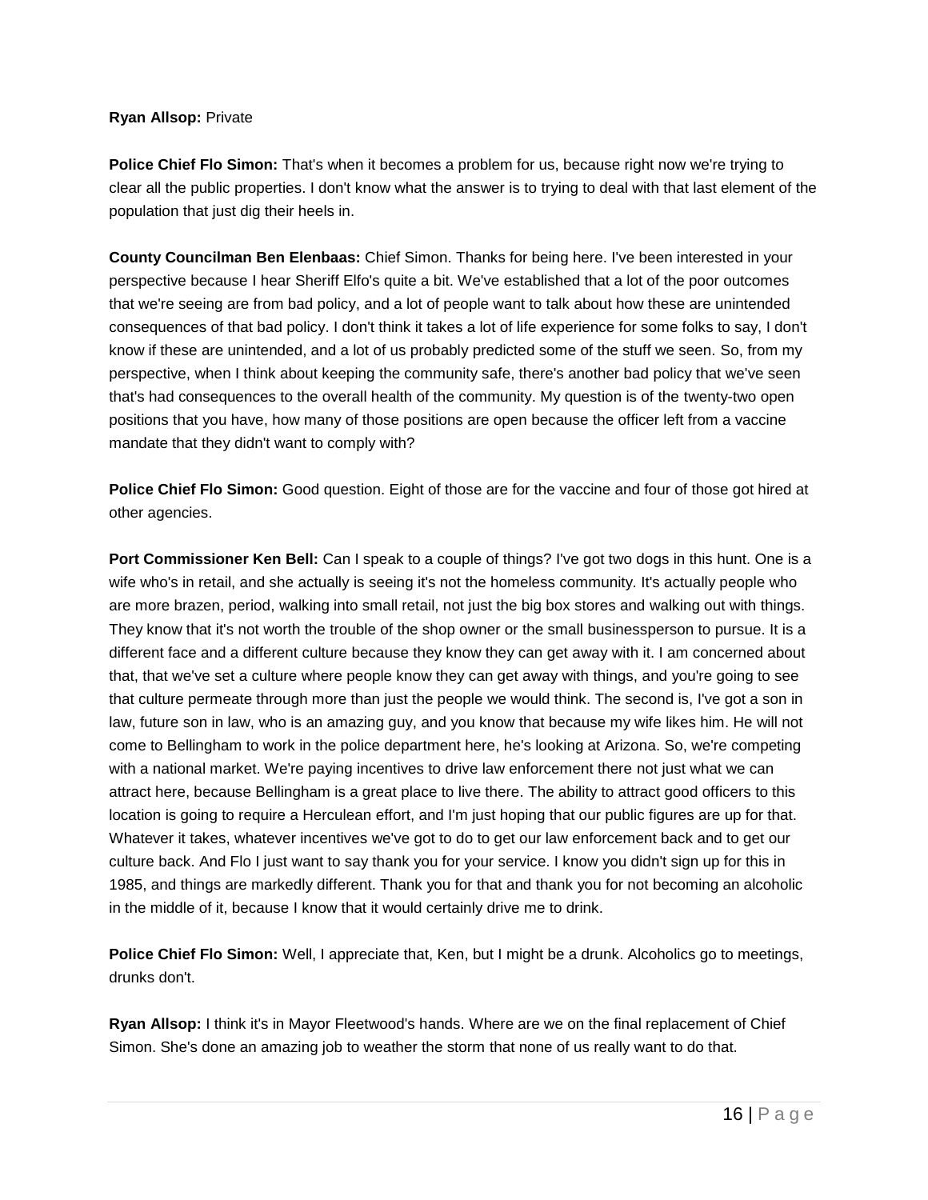**Ryan Allsop:** Private

**Police Chief Flo Simon:** That's when it becomes a problem for us, because right now we're trying to clear all the public properties. I don't know what the answer is to trying to deal with that last element of the population that just dig their heels in.

**County Councilman Ben Elenbaas:** Chief Simon. Thanks for being here. I've been interested in your perspective because I hear Sheriff Elfo's quite a bit. We've established that a lot of the poor outcomes that we're seeing are from bad policy, and a lot of people want to talk about how these are unintended consequences of that bad policy. I don't think it takes a lot of life experience for some folks to say, I don't know if these are unintended, and a lot of us probably predicted some of the stuff we seen. So, from my perspective, when I think about keeping the community safe, there's another bad policy that we've seen that's had consequences to the overall health of the community. My question is of the twenty-two open positions that you have, how many of those positions are open because the officer left from a vaccine mandate that they didn't want to comply with?

**Police Chief Flo Simon:** Good question. Eight of those are for the vaccine and four of those got hired at other agencies.

**Port Commissioner Ken Bell:** Can I speak to a couple of things? I've got two dogs in this hunt. One is a wife who's in retail, and she actually is seeing it's not the homeless community. It's actually people who are more brazen, period, walking into small retail, not just the big box stores and walking out with things. They know that it's not worth the trouble of the shop owner or the small businessperson to pursue. It is a different face and a different culture because they know they can get away with it. I am concerned about that, that we've set a culture where people know they can get away with things, and you're going to see that culture permeate through more than just the people we would think. The second is, I've got a son in law, future son in law, who is an amazing guy, and you know that because my wife likes him. He will not come to Bellingham to work in the police department here, he's looking at Arizona. So, we're competing with a national market. We're paying incentives to drive law enforcement there not just what we can attract here, because Bellingham is a great place to live there. The ability to attract good officers to this location is going to require a Herculean effort, and I'm just hoping that our public figures are up for that. Whatever it takes, whatever incentives we've got to do to get our law enforcement back and to get our culture back. And Flo I just want to say thank you for your service. I know you didn't sign up for this in 1985, and things are markedly different. Thank you for that and thank you for not becoming an alcoholic in the middle of it, because I know that it would certainly drive me to drink.

**Police Chief Flo Simon:** Well, I appreciate that, Ken, but I might be a drunk. Alcoholics go to meetings, drunks don't.

**Ryan Allsop:** I think it's in Mayor Fleetwood's hands. Where are we on the final replacement of Chief Simon. She's done an amazing job to weather the storm that none of us really want to do that.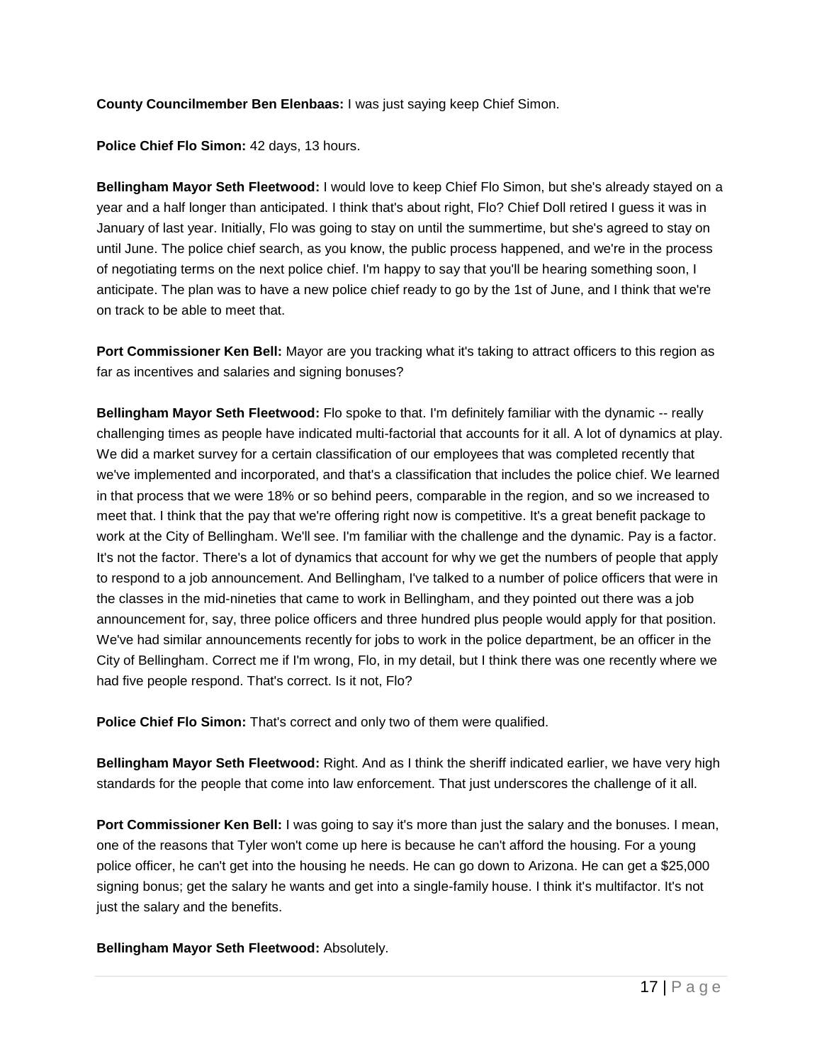**County Councilmember Ben Elenbaas:** I was just saying keep Chief Simon.

**Police Chief Flo Simon:** 42 days, 13 hours.

**Bellingham Mayor Seth Fleetwood:** I would love to keep Chief Flo Simon, but she's already stayed on a year and a half longer than anticipated. I think that's about right, Flo? Chief Doll retired I guess it was in January of last year. Initially, Flo was going to stay on until the summertime, but she's agreed to stay on until June. The police chief search, as you know, the public process happened, and we're in the process of negotiating terms on the next police chief. I'm happy to say that you'll be hearing something soon, I anticipate. The plan was to have a new police chief ready to go by the 1st of June, and I think that we're on track to be able to meet that.

**Port Commissioner Ken Bell:** Mayor are you tracking what it's taking to attract officers to this region as far as incentives and salaries and signing bonuses?

**Bellingham Mayor Seth Fleetwood:** Flo spoke to that. I'm definitely familiar with the dynamic -- really challenging times as people have indicated multi-factorial that accounts for it all. A lot of dynamics at play. We did a market survey for a certain classification of our employees that was completed recently that we've implemented and incorporated, and that's a classification that includes the police chief. We learned in that process that we were 18% or so behind peers, comparable in the region, and so we increased to meet that. I think that the pay that we're offering right now is competitive. It's a great benefit package to work at the City of Bellingham. We'll see. I'm familiar with the challenge and the dynamic. Pay is a factor. It's not the factor. There's a lot of dynamics that account for why we get the numbers of people that apply to respond to a job announcement. And Bellingham, I've talked to a number of police officers that were in the classes in the mid-nineties that came to work in Bellingham, and they pointed out there was a job announcement for, say, three police officers and three hundred plus people would apply for that position. We've had similar announcements recently for jobs to work in the police department, be an officer in the City of Bellingham. Correct me if I'm wrong, Flo, in my detail, but I think there was one recently where we had five people respond. That's correct. Is it not, Flo?

**Police Chief Flo Simon:** That's correct and only two of them were qualified.

**Bellingham Mayor Seth Fleetwood:** Right. And as I think the sheriff indicated earlier, we have very high standards for the people that come into law enforcement. That just underscores the challenge of it all.

**Port Commissioner Ken Bell:** I was going to say it's more than just the salary and the bonuses. I mean, one of the reasons that Tyler won't come up here is because he can't afford the housing. For a young police officer, he can't get into the housing he needs. He can go down to Arizona. He can get a $25,000 signing bonus; get the salary he wants and get into a single-family house. I think it's multifactor. It's not just the salary and the benefits.

**Bellingham Mayor Seth Fleetwood:** Absolutely.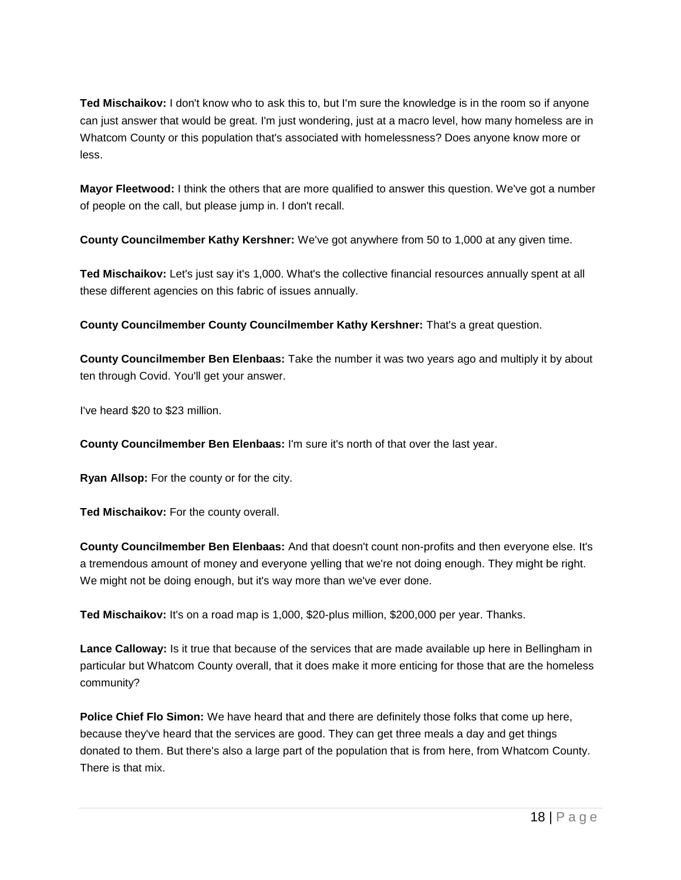**Ted Mischaikov:** I don't know who to ask this to, but I'm sure the knowledge is in the room so if anyone can just answer that would be great. I'm just wondering, just at a macro level, how many homeless are in Whatcom County or this population that's associated with homelessness? Does anyone know more or less.

**Mayor Fleetwood:** I think the others that are more qualified to answer this question. We've got a number of people on the call, but please jump in. I don't recall.

**County Councilmember Kathy Kershner:** We've got anywhere from 50 to 1,000 at any given time.

**Ted Mischaikov:** Let's just say it's 1,000. What's the collective financial resources annually spent at all these different agencies on this fabric of issues annually.

**County Councilmember County Councilmember Kathy Kershner:** That's a great question.

**County Councilmember Ben Elenbaas:** Take the number it was two years ago and multiply it by about ten through Covid. You'll get your answer.

I've heard $20 to $23 million.

**County Councilmember Ben Elenbaas:** I'm sure it's north of that over the last year.

**Ryan Allsop:** For the county or for the city.

**Ted Mischaikov:** For the county overall.

**County Councilmember Ben Elenbaas:** And that doesn't count non-profits and then everyone else. It's a tremendous amount of money and everyone yelling that we're not doing enough. They might be right. We might not be doing enough, but it's way more than we've ever done.

**Ted Mischaikov:** It's on a road map is 1,000, $20-plus million, $200,000 per year. Thanks.

**Lance Calloway:** Is it true that because of the services that are made available up here in Bellingham in particular but Whatcom County overall, that it does make it more enticing for those that are the homeless community?

**Police Chief Flo Simon:** We have heard that and there are definitely those folks that come up here, because they've heard that the services are good. They can get three meals a day and get things donated to them. But there's also a large part of the population that is from here, from Whatcom County. There is that mix.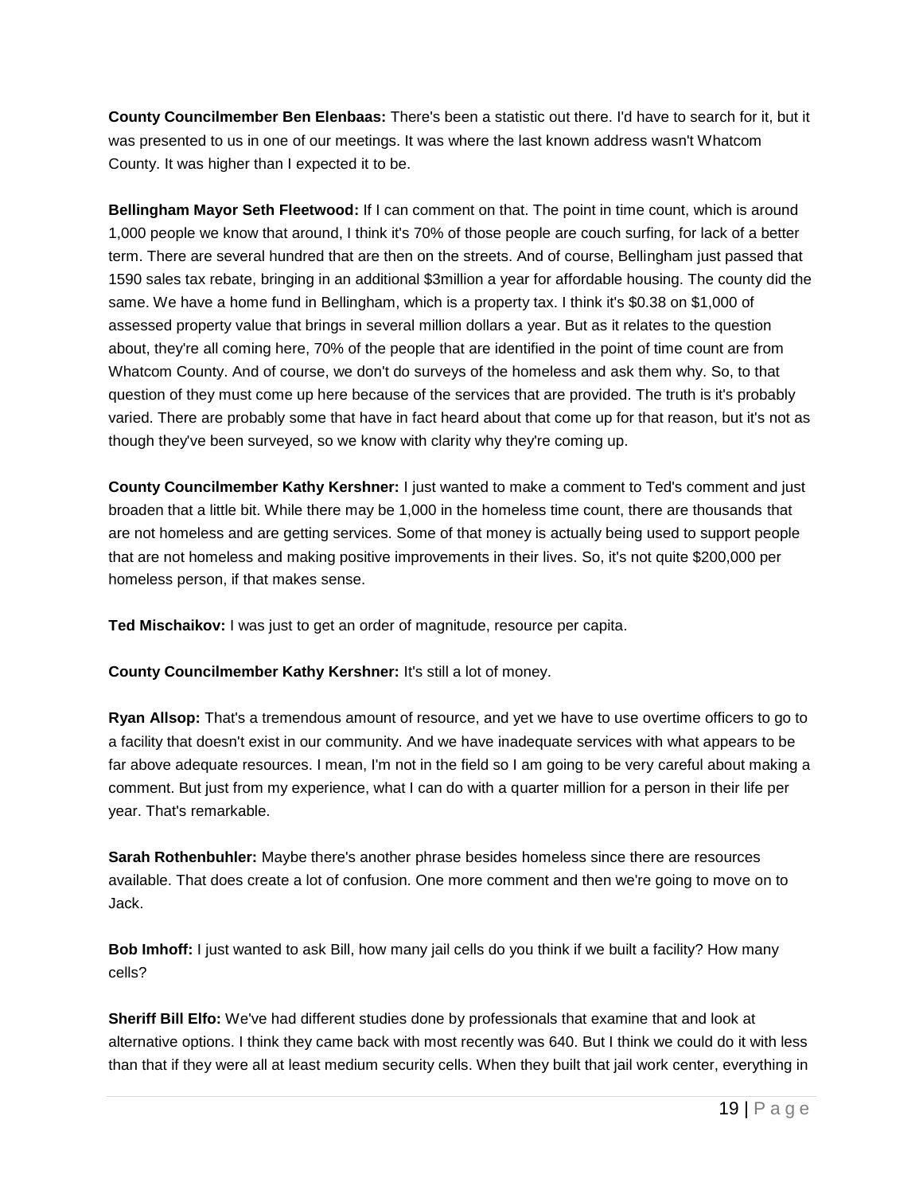**County Councilmember Ben Elenbaas:** There's been a statistic out there. I'd have to search for it, but it was presented to us in one of our meetings. It was where the last known address wasn't Whatcom County. It was higher than I expected it to be.

**Bellingham Mayor Seth Fleetwood:** If I can comment on that. The point in time count, which is around 1,000 people we know that around, I think it's 70% of those people are couch surfing, for lack of a better term. There are several hundred that are then on the streets. And of course, Bellingham just passed that 1590 sales tax rebate, bringing in an additional $3million a year for affordable housing. The county did the same. We have a home fund in Bellingham, which is a property tax. I think it's $0.38 on $1,000 of assessed property value that brings in several million dollars a year. But as it relates to the question about, they're all coming here, 70% of the people that are identified in the point of time count are from Whatcom County. And of course, we don't do surveys of the homeless and ask them why. So, to that question of they must come up here because of the services that are provided. The truth is it's probably varied. There are probably some that have in fact heard about that come up for that reason, but it's not as though they've been surveyed, so we know with clarity why they're coming up.

**County Councilmember Kathy Kershner:** I just wanted to make a comment to Ted's comment and just broaden that a little bit. While there may be 1,000 in the homeless time count, there are thousands that are not homeless and are getting services. Some of that money is actually being used to support people that are not homeless and making positive improvements in their lives. So, it's not quite $200,000 per homeless person, if that makes sense.

**Ted Mischaikov:** I was just to get an order of magnitude, resource per capita.

**County Councilmember Kathy Kershner:** It's still a lot of money.

**Ryan Allsop:** That's a tremendous amount of resource, and yet we have to use overtime officers to go to a facility that doesn't exist in our community. And we have inadequate services with what appears to be far above adequate resources. I mean, I'm not in the field so I am going to be very careful about making a comment. But just from my experience, what I can do with a quarter million for a person in their life per year. That's remarkable.

**Sarah Rothenbuhler:** Maybe there's another phrase besides homeless since there are resources available. That does create a lot of confusion. One more comment and then we're going to move on to Jack.

**Bob Imhoff:** I just wanted to ask Bill, how many jail cells do you think if we built a facility? How many cells?

**Sheriff Bill Elfo:** We've had different studies done by professionals that examine that and look at alternative options. I think they came back with most recently was 640. But I think we could do it with less than that if they were all at least medium security cells. When they built that jail work center, everything in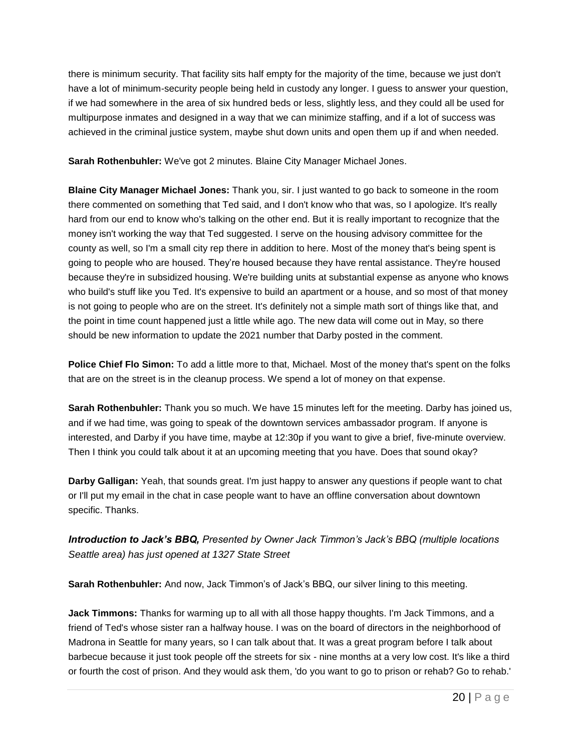there is minimum security. That facility sits half empty for the majority of the time, because we just don't have a lot of minimum-security people being held in custody any longer. I guess to answer your question, if we had somewhere in the area of six hundred beds or less, slightly less, and they could all be used for multipurpose inmates and designed in a way that we can minimize staffing, and if a lot of success was achieved in the criminal justice system, maybe shut down units and open them up if and when needed.

**Sarah Rothenbuhler:** We've got 2 minutes. Blaine City Manager Michael Jones.

**Blaine City Manager Michael Jones:** Thank you, sir. I just wanted to go back to someone in the room there commented on something that Ted said, and I don't know who that was, so I apologize. It's really hard from our end to know who's talking on the other end. But it is really important to recognize that the money isn't working the way that Ted suggested. I serve on the housing advisory committee for the county as well, so I'm a small city rep there in addition to here. Most of the money that's being spent is going to people who are housed. They're housed because they have rental assistance. They're housed because they're in subsidized housing. We're building units at substantial expense as anyone who knows who build's stuff like you Ted. It's expensive to build an apartment or a house, and so most of that money is not going to people who are on the street. It's definitely not a simple math sort of things like that, and the point in time count happened just a little while ago. The new data will come out in May, so there should be new information to update the 2021 number that Darby posted in the comment.

**Police Chief Flo Simon:** To add a little more to that, Michael. Most of the money that's spent on the folks that are on the street is in the cleanup process. We spend a lot of money on that expense.

**Sarah Rothenbuhler:** Thank you so much. We have 15 minutes left for the meeting. Darby has joined us, and if we had time, was going to speak of the downtown services ambassador program. If anyone is interested, and Darby if you have time, maybe at 12:30p if you want to give a brief, five-minute overview. Then I think you could talk about it at an upcoming meeting that you have. Does that sound okay?

**Darby Galligan:** Yeah, that sounds great. I'm just happy to answer any questions if people want to chat or I'll put my email in the chat in case people want to have an offline conversation about downtown specific. Thanks.

***Introduction to Jack's BBQ,*** *Presented by Owner Jack Timmon's Jack's BBQ (multiple locations Seattle area) has just opened at 1327 State Street*

**Sarah Rothenbuhler:** And now, Jack Timmon's of Jack's BBQ, our silver lining to this meeting.

**Jack Timmons:** Thanks for warming up to all with all those happy thoughts. I'm Jack Timmons, and a friend of Ted's whose sister ran a halfway house. I was on the board of directors in the neighborhood of Madrona in Seattle for many years, so I can talk about that. It was a great program before I talk about barbecue because it just took people off the streets for six - nine months at a very low cost. It's like a third or fourth the cost of prison. And they would ask them, 'do you want to go to prison or rehab? Go to rehab.'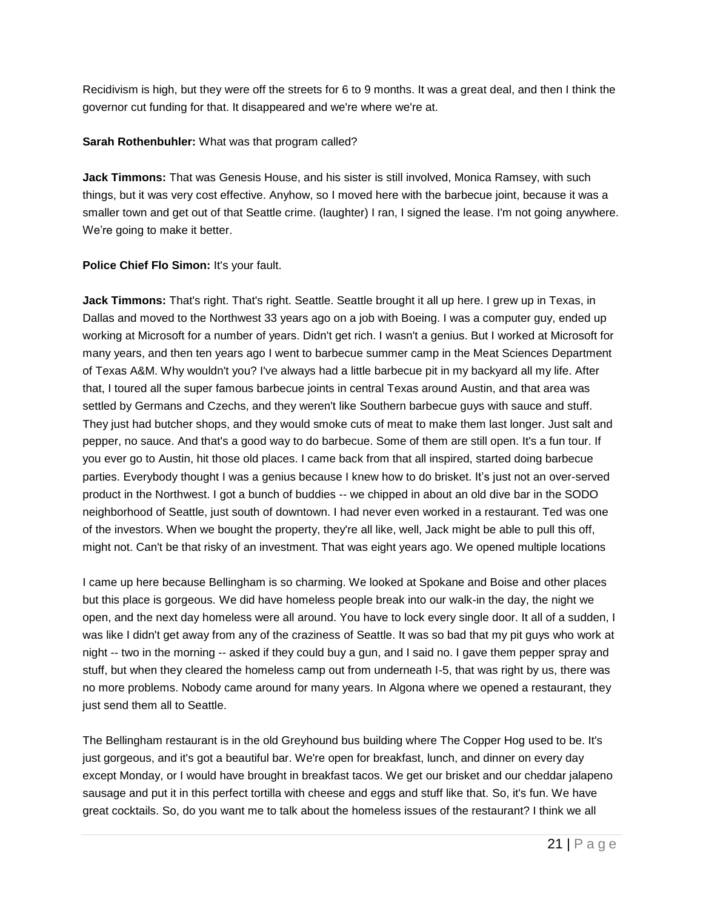Recidivism is high, but they were off the streets for 6 to 9 months. It was a great deal, and then I think the governor cut funding for that. It disappeared and we're where we're at.

**Sarah Rothenbuhler:** What was that program called?

**Jack Timmons:** That was Genesis House, and his sister is still involved, Monica Ramsey, with such things, but it was very cost effective. Anyhow, so I moved here with the barbecue joint, because it was a smaller town and get out of that Seattle crime. (laughter) I ran, I signed the lease. I'm not going anywhere. We're going to make it better.

**Police Chief Flo Simon:** It's your fault.

**Jack Timmons:** That's right. That's right. Seattle. Seattle brought it all up here. I grew up in Texas, in Dallas and moved to the Northwest 33 years ago on a job with Boeing. I was a computer guy, ended up working at Microsoft for a number of years. Didn't get rich. I wasn't a genius. But I worked at Microsoft for many years, and then ten years ago I went to barbecue summer camp in the Meat Sciences Department of Texas A&M. Why wouldn't you? I've always had a little barbecue pit in my backyard all my life. After that, I toured all the super famous barbecue joints in central Texas around Austin, and that area was settled by Germans and Czechs, and they weren't like Southern barbecue guys with sauce and stuff. They just had butcher shops, and they would smoke cuts of meat to make them last longer. Just salt and pepper, no sauce. And that's a good way to do barbecue. Some of them are still open. It's a fun tour. If you ever go to Austin, hit those old places. I came back from that all inspired, started doing barbecue parties. Everybody thought I was a genius because I knew how to do brisket. It's just not an over-served product in the Northwest. I got a bunch of buddies -- we chipped in about an old dive bar in the SODO neighborhood of Seattle, just south of downtown. I had never even worked in a restaurant. Ted was one of the investors. When we bought the property, they're all like, well, Jack might be able to pull this off, might not. Can't be that risky of an investment. That was eight years ago. We opened multiple locations

I came up here because Bellingham is so charming. We looked at Spokane and Boise and other places but this place is gorgeous. We did have homeless people break into our walk-in the day, the night we open, and the next day homeless were all around. You have to lock every single door. It all of a sudden, I was like I didn't get away from any of the craziness of Seattle. It was so bad that my pit guys who work at night -- two in the morning -- asked if they could buy a gun, and I said no. I gave them pepper spray and stuff, but when they cleared the homeless camp out from underneath I-5, that was right by us, there was no more problems. Nobody came around for many years. In Algona where we opened a restaurant, they just send them all to Seattle.

The Bellingham restaurant is in the old Greyhound bus building where The Copper Hog used to be. It's just gorgeous, and it's got a beautiful bar. We're open for breakfast, lunch, and dinner on every day except Monday, or I would have brought in breakfast tacos. We get our brisket and our cheddar jalapeno sausage and put it in this perfect tortilla with cheese and eggs and stuff like that. So, it's fun. We have great cocktails. So, do you want me to talk about the homeless issues of the restaurant? I think we all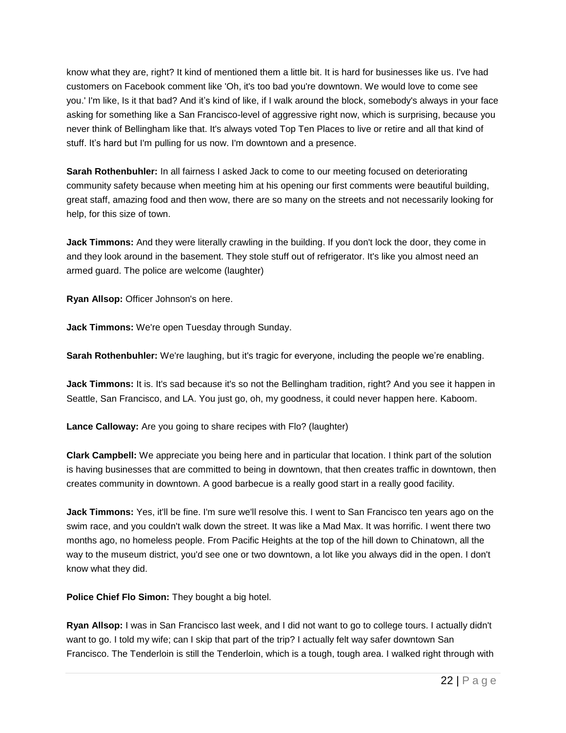know what they are, right? It kind of mentioned them a little bit. It is hard for businesses like us. I've had customers on Facebook comment like 'Oh, it's too bad you're downtown. We would love to come see you.' I'm like, Is it that bad? And it's kind of like, if I walk around the block, somebody's always in your face asking for something like a San Francisco-level of aggressive right now, which is surprising, because you never think of Bellingham like that. It's always voted Top Ten Places to live or retire and all that kind of stuff. It's hard but I'm pulling for us now. I'm downtown and a presence.

**Sarah Rothenbuhler:** In all fairness I asked Jack to come to our meeting focused on deteriorating community safety because when meeting him at his opening our first comments were beautiful building, great staff, amazing food and then wow, there are so many on the streets and not necessarily looking for help, for this size of town.

**Jack Timmons:** And they were literally crawling in the building. If you don't lock the door, they come in and they look around in the basement. They stole stuff out of refrigerator. It's like you almost need an armed guard. The police are welcome (laughter)

**Ryan Allsop:** Officer Johnson's on here.

**Jack Timmons:** We're open Tuesday through Sunday.

**Sarah Rothenbuhler:** We're laughing, but it's tragic for everyone, including the people we're enabling.

**Jack Timmons:** It is. It's sad because it's so not the Bellingham tradition, right? And you see it happen in Seattle, San Francisco, and LA. You just go, oh, my goodness, it could never happen here. Kaboom.

**Lance Calloway:** Are you going to share recipes with Flo? (laughter)

**Clark Campbell:** We appreciate you being here and in particular that location. I think part of the solution is having businesses that are committed to being in downtown, that then creates traffic in downtown, then creates community in downtown. A good barbecue is a really good start in a really good facility.

**Jack Timmons:** Yes, it'll be fine. I'm sure we'll resolve this. I went to San Francisco ten years ago on the swim race, and you couldn't walk down the street. It was like a Mad Max. It was horrific. I went there two months ago, no homeless people. From Pacific Heights at the top of the hill down to Chinatown, all the way to the museum district, you'd see one or two downtown, a lot like you always did in the open. I don't know what they did.

**Police Chief Flo Simon:** They bought a big hotel.

**Ryan Allsop:** I was in San Francisco last week, and I did not want to go to college tours. I actually didn't want to go. I told my wife; can I skip that part of the trip? I actually felt way safer downtown San Francisco. The Tenderloin is still the Tenderloin, which is a tough, tough area. I walked right through with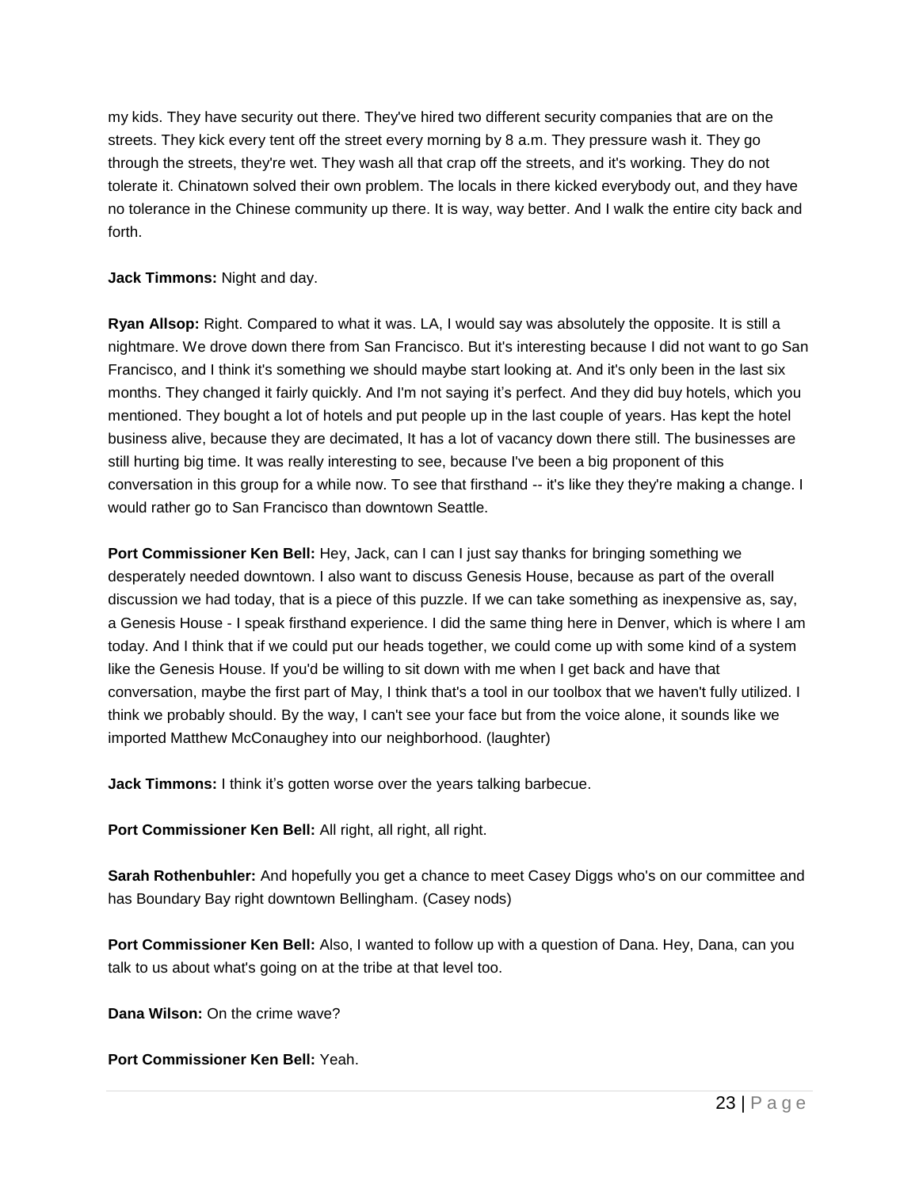my kids. They have security out there. They've hired two different security companies that are on the streets. They kick every tent off the street every morning by 8 a.m. They pressure wash it. They go through the streets, they're wet. They wash all that crap off the streets, and it's working. They do not tolerate it. Chinatown solved their own problem. The locals in there kicked everybody out, and they have no tolerance in the Chinese community up there. It is way, way better. And I walk the entire city back and forth.

**Jack Timmons:** Night and day.

**Ryan Allsop:** Right. Compared to what it was. LA, I would say was absolutely the opposite. It is still a nightmare. We drove down there from San Francisco. But it's interesting because I did not want to go San Francisco, and I think it's something we should maybe start looking at. And it's only been in the last six months. They changed it fairly quickly. And I'm not saying it's perfect. And they did buy hotels, which you mentioned. They bought a lot of hotels and put people up in the last couple of years. Has kept the hotel business alive, because they are decimated, It has a lot of vacancy down there still. The businesses are still hurting big time. It was really interesting to see, because I've been a big proponent of this conversation in this group for a while now. To see that firsthand -- it's like they they're making a change. I would rather go to San Francisco than downtown Seattle.

**Port Commissioner Ken Bell:** Hey, Jack, can I can I just say thanks for bringing something we desperately needed downtown. I also want to discuss Genesis House, because as part of the overall discussion we had today, that is a piece of this puzzle. If we can take something as inexpensive as, say, a Genesis House - I speak firsthand experience. I did the same thing here in Denver, which is where I am today. And I think that if we could put our heads together, we could come up with some kind of a system like the Genesis House. If you'd be willing to sit down with me when I get back and have that conversation, maybe the first part of May, I think that's a tool in our toolbox that we haven't fully utilized. I think we probably should. By the way, I can't see your face but from the voice alone, it sounds like we imported Matthew McConaughey into our neighborhood. (laughter)

**Jack Timmons:** I think it's gotten worse over the years talking barbecue.

**Port Commissioner Ken Bell:** All right, all right, all right.

**Sarah Rothenbuhler:** And hopefully you get a chance to meet Casey Diggs who's on our committee and has Boundary Bay right downtown Bellingham. (Casey nods)

**Port Commissioner Ken Bell:** Also, I wanted to follow up with a question of Dana. Hey, Dana, can you talk to us about what's going on at the tribe at that level too.

**Dana Wilson:** On the crime wave?

**Port Commissioner Ken Bell:** Yeah.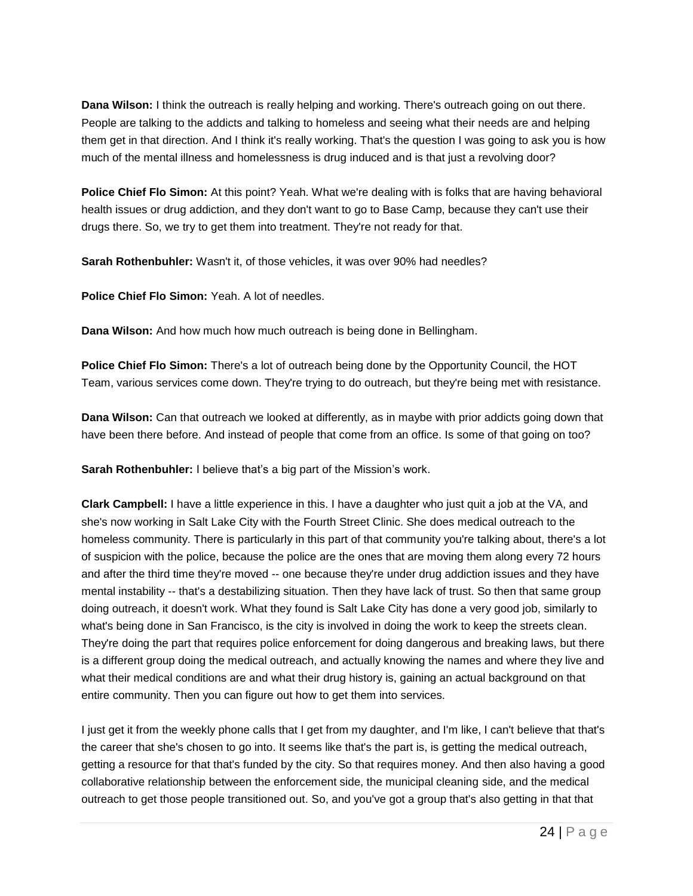**Dana Wilson:** I think the outreach is really helping and working. There's outreach going on out there. People are talking to the addicts and talking to homeless and seeing what their needs are and helping them get in that direction. And I think it's really working. That's the question I was going to ask you is how much of the mental illness and homelessness is drug induced and is that just a revolving door?

**Police Chief Flo Simon:** At this point? Yeah. What we're dealing with is folks that are having behavioral health issues or drug addiction, and they don't want to go to Base Camp, because they can't use their drugs there. So, we try to get them into treatment. They're not ready for that.

**Sarah Rothenbuhler:** Wasn't it, of those vehicles, it was over 90% had needles?

**Police Chief Flo Simon:** Yeah. A lot of needles.

**Dana Wilson:** And how much how much outreach is being done in Bellingham.

**Police Chief Flo Simon:** There's a lot of outreach being done by the Opportunity Council, the HOT Team, various services come down. They're trying to do outreach, but they're being met with resistance.

**Dana Wilson:** Can that outreach we looked at differently, as in maybe with prior addicts going down that have been there before. And instead of people that come from an office. Is some of that going on too?

**Sarah Rothenbuhler:** I believe that's a big part of the Mission's work.

**Clark Campbell:** I have a little experience in this. I have a daughter who just quit a job at the VA, and she's now working in Salt Lake City with the Fourth Street Clinic. She does medical outreach to the homeless community. There is particularly in this part of that community you're talking about, there's a lot of suspicion with the police, because the police are the ones that are moving them along every 72 hours and after the third time they're moved -- one because they're under drug addiction issues and they have mental instability -- that's a destabilizing situation. Then they have lack of trust. So then that same group doing outreach, it doesn't work. What they found is Salt Lake City has done a very good job, similarly to what's being done in San Francisco, is the city is involved in doing the work to keep the streets clean. They're doing the part that requires police enforcement for doing dangerous and breaking laws, but there is a different group doing the medical outreach, and actually knowing the names and where they live and what their medical conditions are and what their drug history is, gaining an actual background on that entire community. Then you can figure out how to get them into services.

I just get it from the weekly phone calls that I get from my daughter, and I'm like, I can't believe that that's the career that she's chosen to go into. It seems like that's the part is, is getting the medical outreach, getting a resource for that that's funded by the city. So that requires money. And then also having a good collaborative relationship between the enforcement side, the municipal cleaning side, and the medical outreach to get those people transitioned out. So, and you've got a group that's also getting in that that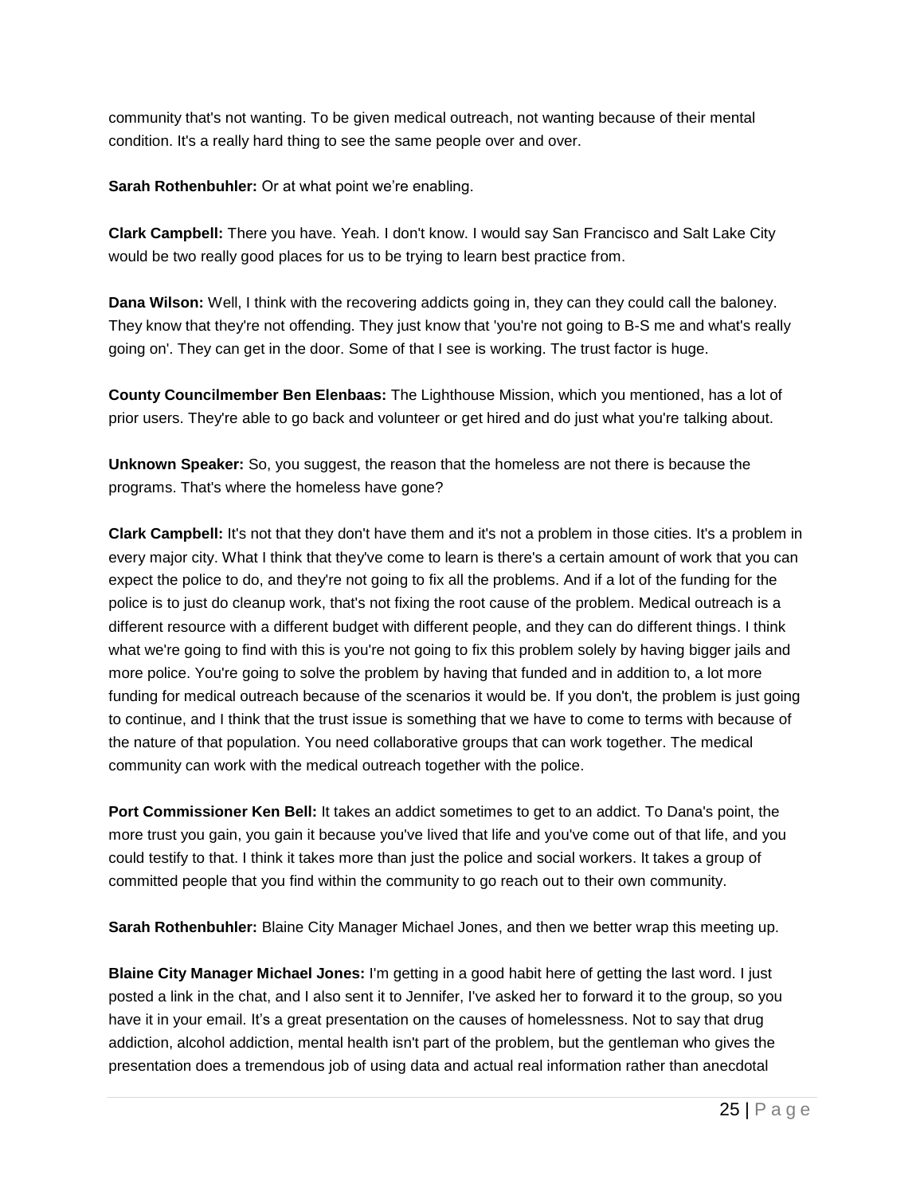community that's not wanting. To be given medical outreach, not wanting because of their mental condition. It's a really hard thing to see the same people over and over.

**Sarah Rothenbuhler:** Or at what point we're enabling.

**Clark Campbell:** There you have. Yeah. I don't know. I would say San Francisco and Salt Lake City would be two really good places for us to be trying to learn best practice from.

**Dana Wilson:** Well, I think with the recovering addicts going in, they can they could call the baloney. They know that they're not offending. They just know that 'you're not going to B-S me and what's really going on'. They can get in the door. Some of that I see is working. The trust factor is huge.

**County Councilmember Ben Elenbaas:** The Lighthouse Mission, which you mentioned, has a lot of prior users. They're able to go back and volunteer or get hired and do just what you're talking about.

**Unknown Speaker:** So, you suggest, the reason that the homeless are not there is because the programs. That's where the homeless have gone?

**Clark Campbell:** It's not that they don't have them and it's not a problem in those cities. It's a problem in every major city. What I think that they've come to learn is there's a certain amount of work that you can expect the police to do, and they're not going to fix all the problems. And if a lot of the funding for the police is to just do cleanup work, that's not fixing the root cause of the problem. Medical outreach is a different resource with a different budget with different people, and they can do different things. I think what we're going to find with this is you're not going to fix this problem solely by having bigger jails and more police. You're going to solve the problem by having that funded and in addition to, a lot more funding for medical outreach because of the scenarios it would be. If you don't, the problem is just going to continue, and I think that the trust issue is something that we have to come to terms with because of the nature of that population. You need collaborative groups that can work together. The medical community can work with the medical outreach together with the police.

**Port Commissioner Ken Bell:** It takes an addict sometimes to get to an addict. To Dana's point, the more trust you gain, you gain it because you've lived that life and you've come out of that life, and you could testify to that. I think it takes more than just the police and social workers. It takes a group of committed people that you find within the community to go reach out to their own community.

**Sarah Rothenbuhler:** Blaine City Manager Michael Jones, and then we better wrap this meeting up.

**Blaine City Manager Michael Jones:** I'm getting in a good habit here of getting the last word. I just posted a link in the chat, and I also sent it to Jennifer, I've asked her to forward it to the group, so you have it in your email. It's a great presentation on the causes of homelessness. Not to say that drug addiction, alcohol addiction, mental health isn't part of the problem, but the gentleman who gives the presentation does a tremendous job of using data and actual real information rather than anecdotal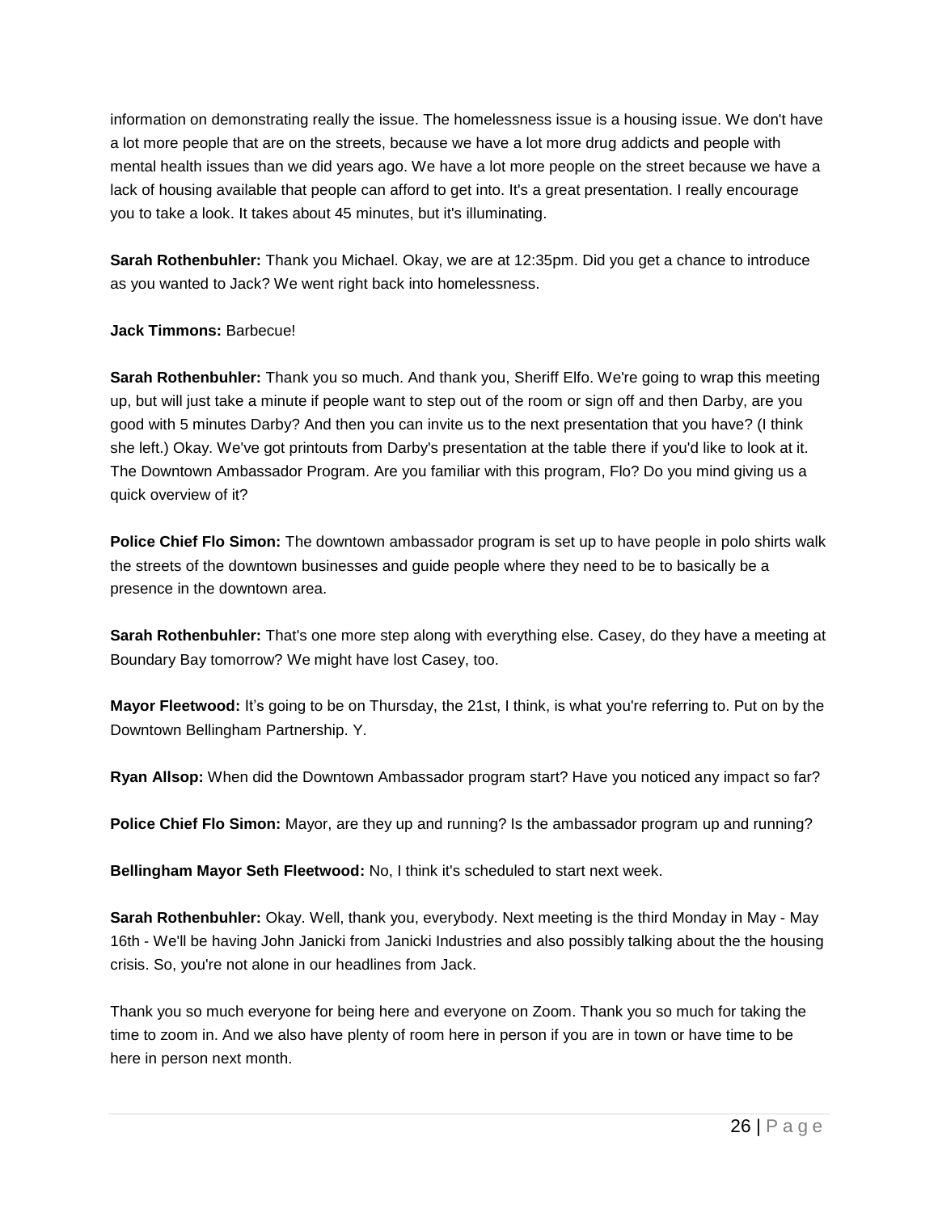information on demonstrating really the issue. The homelessness issue is a housing issue. We don't have a lot more people that are on the streets, because we have a lot more drug addicts and people with mental health issues than we did years ago. We have a lot more people on the street because we have a lack of housing available that people can afford to get into. It's a great presentation. I really encourage you to take a look. It takes about 45 minutes, but it's illuminating.

**Sarah Rothenbuhler:** Thank you Michael. Okay, we are at 12:35pm. Did you get a chance to introduce as you wanted to Jack? We went right back into homelessness.

**Jack Timmons:** Barbecue!

**Sarah Rothenbuhler:** Thank you so much. And thank you, Sheriff Elfo. We're going to wrap this meeting up, but will just take a minute if people want to step out of the room or sign off and then Darby, are you good with 5 minutes Darby? And then you can invite us to the next presentation that you have? (I think she left.) Okay. We've got printouts from Darby's presentation at the table there if you'd like to look at it. The Downtown Ambassador Program. Are you familiar with this program, Flo? Do you mind giving us a quick overview of it?

**Police Chief Flo Simon:** The downtown ambassador program is set up to have people in polo shirts walk the streets of the downtown businesses and guide people where they need to be to basically be a presence in the downtown area.

**Sarah Rothenbuhler:** That's one more step along with everything else. Casey, do they have a meeting at Boundary Bay tomorrow? We might have lost Casey, too.

**Mayor Fleetwood:** It's going to be on Thursday, the 21st, I think, is what you're referring to. Put on by the Downtown Bellingham Partnership. Y.

**Ryan Allsop:** When did the Downtown Ambassador program start? Have you noticed any impact so far?

**Police Chief Flo Simon:** Mayor, are they up and running? Is the ambassador program up and running?

**Bellingham Mayor Seth Fleetwood:** No, I think it's scheduled to start next week.

**Sarah Rothenbuhler:** Okay. Well, thank you, everybody. Next meeting is the third Monday in May - May 16th - We'll be having John Janicki from Janicki Industries and also possibly talking about the the housing crisis. So, you're not alone in our headlines from Jack.

Thank you so much everyone for being here and everyone on Zoom. Thank you so much for taking the time to zoom in. And we also have plenty of room here in person if you are in town or have time to be here in person next month.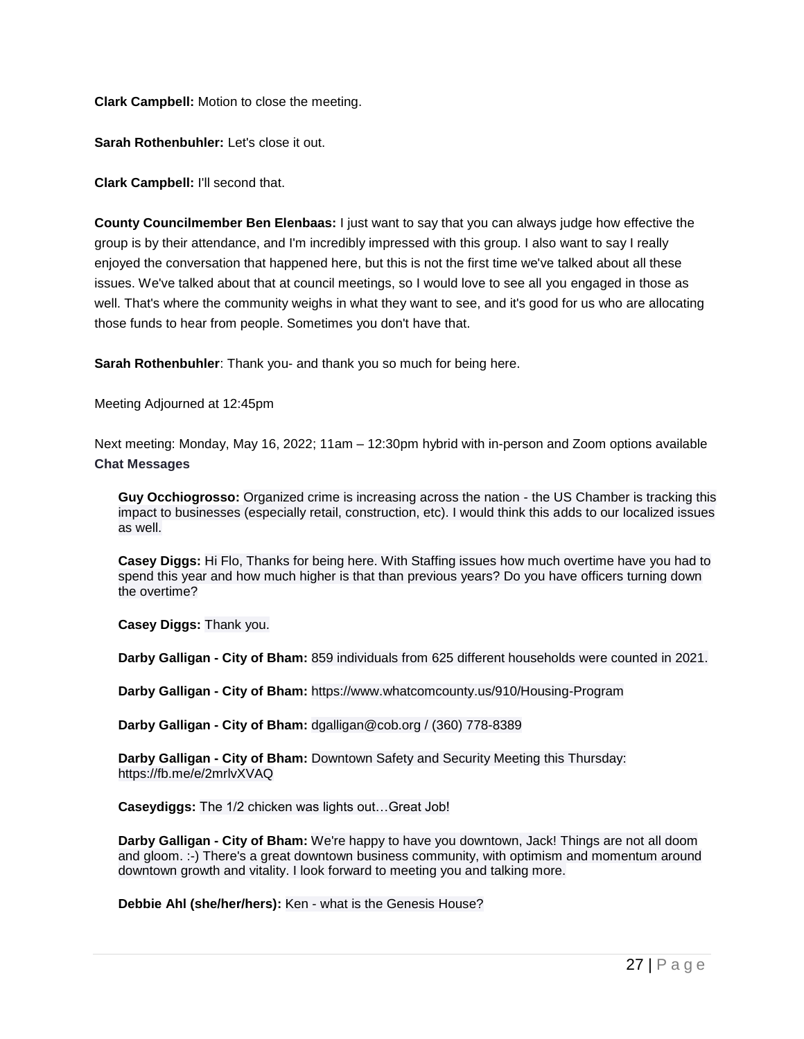**Clark Campbell:** Motion to close the meeting.

**Sarah Rothenbuhler:** Let's close it out.

**Clark Campbell:** I'll second that.

**County Councilmember Ben Elenbaas:** I just want to say that you can always judge how effective the group is by their attendance, and I'm incredibly impressed with this group. I also want to say I really enjoyed the conversation that happened here, but this is not the first time we've talked about all these issues. We've talked about that at council meetings, so I would love to see all you engaged in those as well. That's where the community weighs in what they want to see, and it's good for us who are allocating those funds to hear from people. Sometimes you don't have that.

**Sarah Rothenbuhler**: Thank you- and thank you so much for being here.

Meeting Adjourned at 12:45pm

Next meeting: Monday, May 16, 2022; 11am – 12:30pm hybrid with in-person and Zoom options available

### Chat Messages

**Guy Occhiogrosso:** Organized crime is increasing across the nation - the US Chamber is tracking this impact to businesses (especially retail, construction, etc). I would think this adds to our localized issues as well.

**Casey Diggs:** Hi Flo, Thanks for being here. With Staffing issues how much overtime have you had to spend this year and how much higher is that than previous years? Do you have officers turning down the overtime?

**Casey Diggs:** Thank you.

**Darby Galligan - City of Bham:** 859 individuals from 625 different households were counted in 2021.

**Darby Galligan - City of Bham:** https://www.whatcomcounty.us/910/Housing-Program

**Darby Galligan - City of Bham:** dgalligan@cob.org / (360) 778-8389

**Darby Galligan - City of Bham:** Downtown Safety and Security Meeting this Thursday: https://fb.me/e/2mrlvXVAQ

**Caseydiggs:** The 1/2 chicken was lights out…Great Job!

**Darby Galligan - City of Bham:** We're happy to have you downtown, Jack! Things are not all doom and gloom. :-) There's a great downtown business community, with optimism and momentum around downtown growth and vitality. I look forward to meeting you and talking more.

**Debbie Ahl (she/her/hers):** Ken - what is the Genesis House?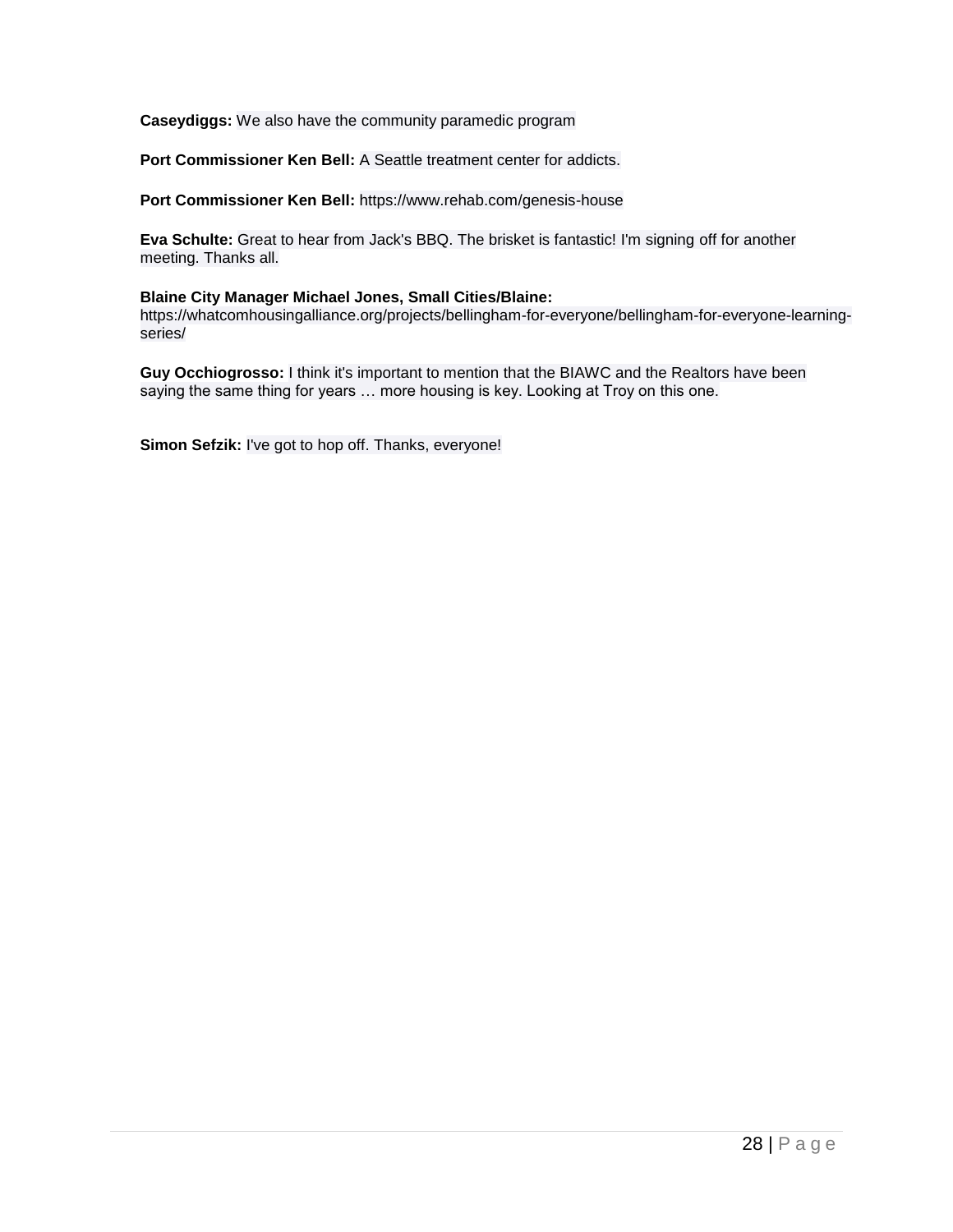**Caseydiggs:** We also have the community paramedic program

**Port Commissioner Ken Bell:** A Seattle treatment center for addicts.

**Port Commissioner Ken Bell:** https://www.rehab.com/genesis-house

**Eva Schulte:** Great to hear from Jack's BBQ. The brisket is fantastic! I'm signing off for another meeting. Thanks all.

**Blaine City Manager Michael Jones, Small Cities/Blaine:** https://whatcomhousingalliance.org/projects/bellingham-for-everyone/bellingham-for-everyone-learning-series/

**Guy Occhiogrosso:** I think it's important to mention that the BIAWC and the Realtors have been saying the same thing for years … more housing is key. Looking at Troy on this one.

**Simon Sefzik:** I've got to hop off. Thanks, everyone!